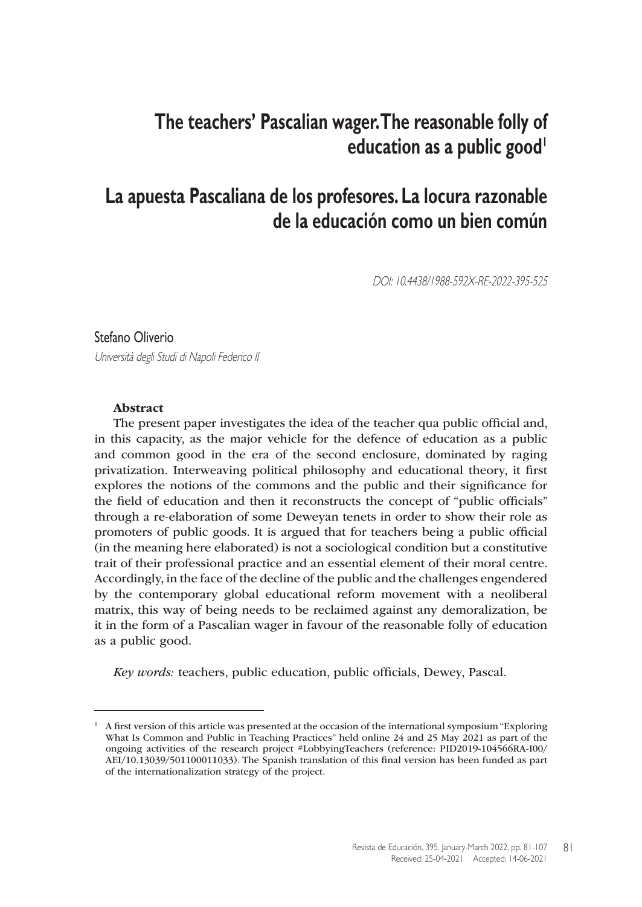# The teachers' Pascalian wager. The reasonable folly of education as a public good[1]

# La apuesta Pascaliana de los profesores. La locura razonable de la educación como un bien común

DOI: 10.4438/1988-592X-RE-2022-395-525

Stefano Oliverio

*Università degli Studi di Napoli Federico II*

**Abstract**

The present paper investigates the idea of the teacher qua public official and, in this capacity, as the major vehicle for the defence of education as a public and common good in the era of the second enclosure, dominated by raging privatization. Interweaving political philosophy and educational theory, it first explores the notions of the commons and the public and their significance for the field of education and then it reconstructs the concept of "public officials" through a re-elaboration of some Deweyan tenets in order to show their role as promoters of public goods. It is argued that for teachers being a public official (in the meaning here elaborated) is not a sociological condition but a constitutive trait of their professional practice and an essential element of their moral centre. Accordingly, in the face of the decline of the public and the challenges engendered by the contemporary global educational reform movement with a neoliberal matrix, this way of being needs to be reclaimed against any demoralization, be it in the form of a Pascalian wager in favour of the reasonable folly of education as a public good.

*Key words:* teachers, public education, public officials, Dewey, Pascal.

---

[1] A first version of this article was presented at the occasion of the international symposium "Exploring What Is Common and Public in Teaching Practices" held online 24 and 25 May 2021 as part of the ongoing activities of the research project #LobbyingTeachers (reference: PID2019-104566RA-I00/AEI/10.13039/501100011033). The Spanish translation of this final version has been funded as part of the internationalization strategy of the project.

Received: 25-04-2021 Accepted: 14-06-2021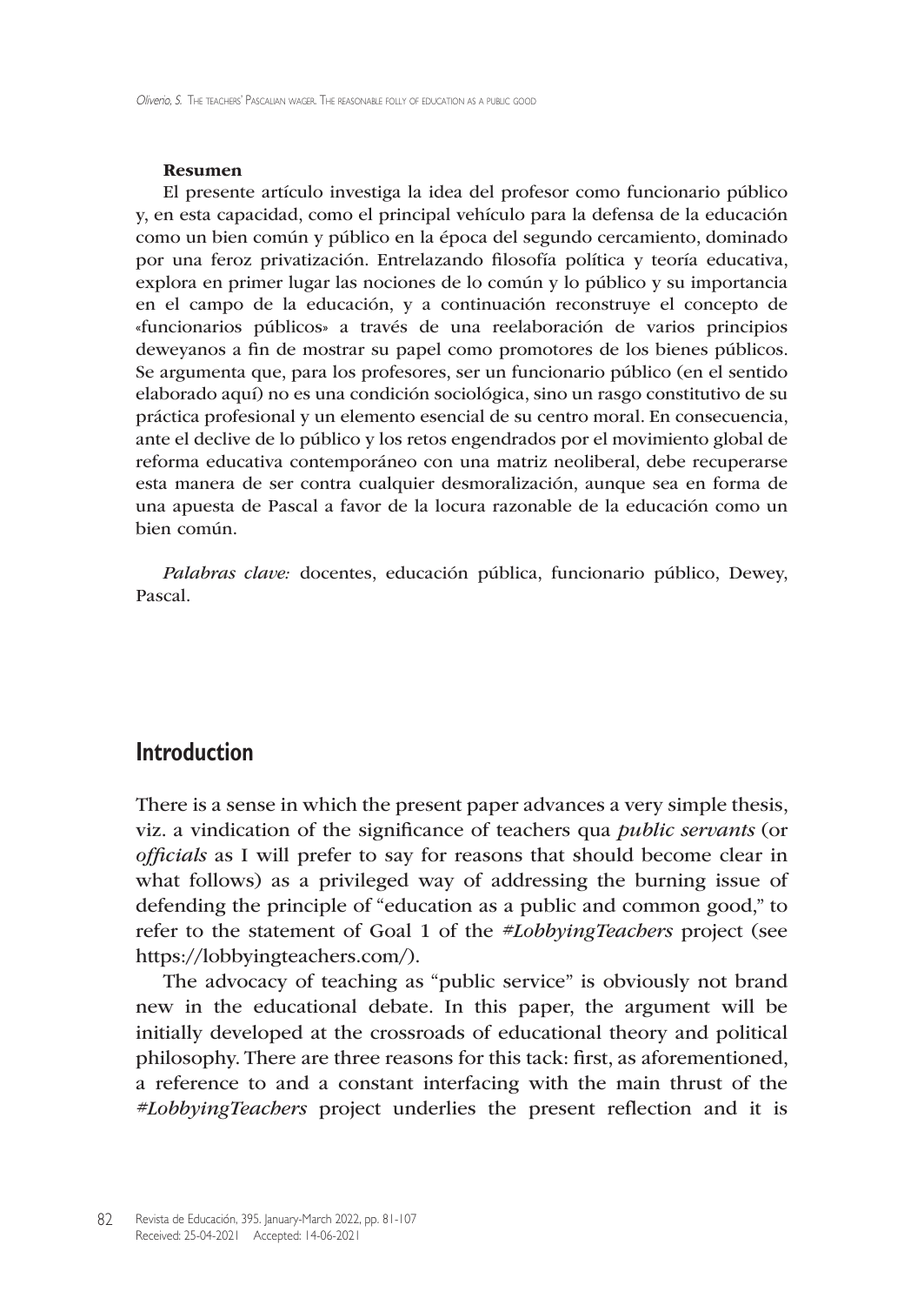**Resumen**

El presente artículo investiga la idea del profesor como funcionario público y, en esta capacidad, como el principal vehículo para la defensa de la educación como un bien común y público en la época del segundo cercamiento, dominado por una feroz privatización. Entrelazando filosofía política y teoría educativa, explora en primer lugar las nociones de lo común y lo público y su importancia en el campo de la educación, y a continuación reconstruye el concepto de «funcionarios públicos» a través de una reelaboración de varios principios deweyanos a fin de mostrar su papel como promotores de los bienes públicos. Se argumenta que, para los profesores, ser un funcionario público (en el sentido elaborado aquí) no es una condición sociológica, sino un rasgo constitutivo de su práctica profesional y un elemento esencial de su centro moral. En consecuencia, ante el declive de lo público y los retos engendrados por el movimiento global de reforma educativa contemporáneo con una matriz neoliberal, debe recuperarse esta manera de ser contra cualquier desmoralización, aunque sea en forma de una apuesta de Pascal a favor de la locura razonable de la educación como un bien común.

*Palabras clave:* docentes, educación pública, funcionario público, Dewey, Pascal.

## Introduction

There is a sense in which the present paper advances a very simple thesis, viz. a vindication of the significance of teachers qua *public servants* (or *officials* as I will prefer to say for reasons that should become clear in what follows) as a privileged way of addressing the burning issue of defending the principle of "education as a public and common good," to refer to the statement of Goal 1 of the *#LobbyingTeachers* project (see https://lobbyingteachers.com/).

The advocacy of teaching as "public service" is obviously not brand new in the educational debate. In this paper, the argument will be initially developed at the crossroads of educational theory and political philosophy. There are three reasons for this tack: first, as aforementioned, a reference to and a constant interfacing with the main thrust of the *#LobbyingTeachers* project underlies the present reflection and it is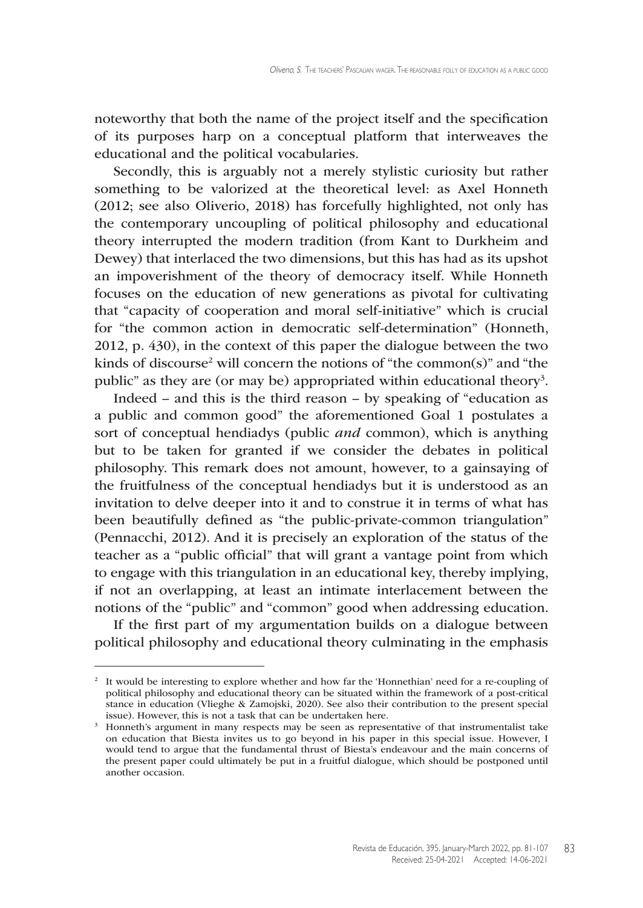noteworthy that both the name of the project itself and the specification of its purposes harp on a conceptual platform that interweaves the educational and the political vocabularies.

Secondly, this is arguably not a merely stylistic curiosity but rather something to be valorized at the theoretical level: as Axel Honneth (2012; see also Oliverio, 2018) has forcefully highlighted, not only has the contemporary uncoupling of political philosophy and educational theory interrupted the modern tradition (from Kant to Durkheim and Dewey) that interlaced the two dimensions, but this has had as its upshot an impoverishment of the theory of democracy itself. While Honneth focuses on the education of new generations as pivotal for cultivating that "capacity of cooperation and moral self-initiative" which is crucial for "the common action in democratic self-determination" (Honneth, 2012, p. 430), in the context of this paper the dialogue between the two kinds of discourse[2] will concern the notions of "the common(s)" and "the public" as they are (or may be) appropriated within educational theory[3].

Indeed – and this is the third reason – by speaking of "education as a public and common good" the aforementioned Goal 1 postulates a sort of conceptual hendiadys (public *and* common), which is anything but to be taken for granted if we consider the debates in political philosophy. This remark does not amount, however, to a gainsaying of the fruitfulness of the conceptual hendiadys but it is understood as an invitation to delve deeper into it and to construe it in terms of what has been beautifully defined as "the public-private-common triangulation" (Pennacchi, 2012). And it is precisely an exploration of the status of the teacher as a "public official" that will grant a vantage point from which to engage with this triangulation in an educational key, thereby implying, if not an overlapping, at least an intimate interlacement between the notions of the "public" and "common" good when addressing education.

If the first part of my argumentation builds on a dialogue between political philosophy and educational theory culminating in the emphasis

---

[2] It would be interesting to explore whether and how far the 'Honnethian' need for a re-coupling of political philosophy and educational theory can be situated within the framework of a post-critical stance in education (Vlieghe & Zamojski, 2020). See also their contribution to the present special issue). However, this is not a task that can be undertaken here.

[3] Honneth's argument in many respects may be seen as representative of that instrumentalist take on education that Biesta invites us to go beyond in his paper in this special issue. However, I would tend to argue that the fundamental thrust of Biesta's endeavour and the main concerns of the present paper could ultimately be put in a fruitful dialogue, which should be postponed until another occasion.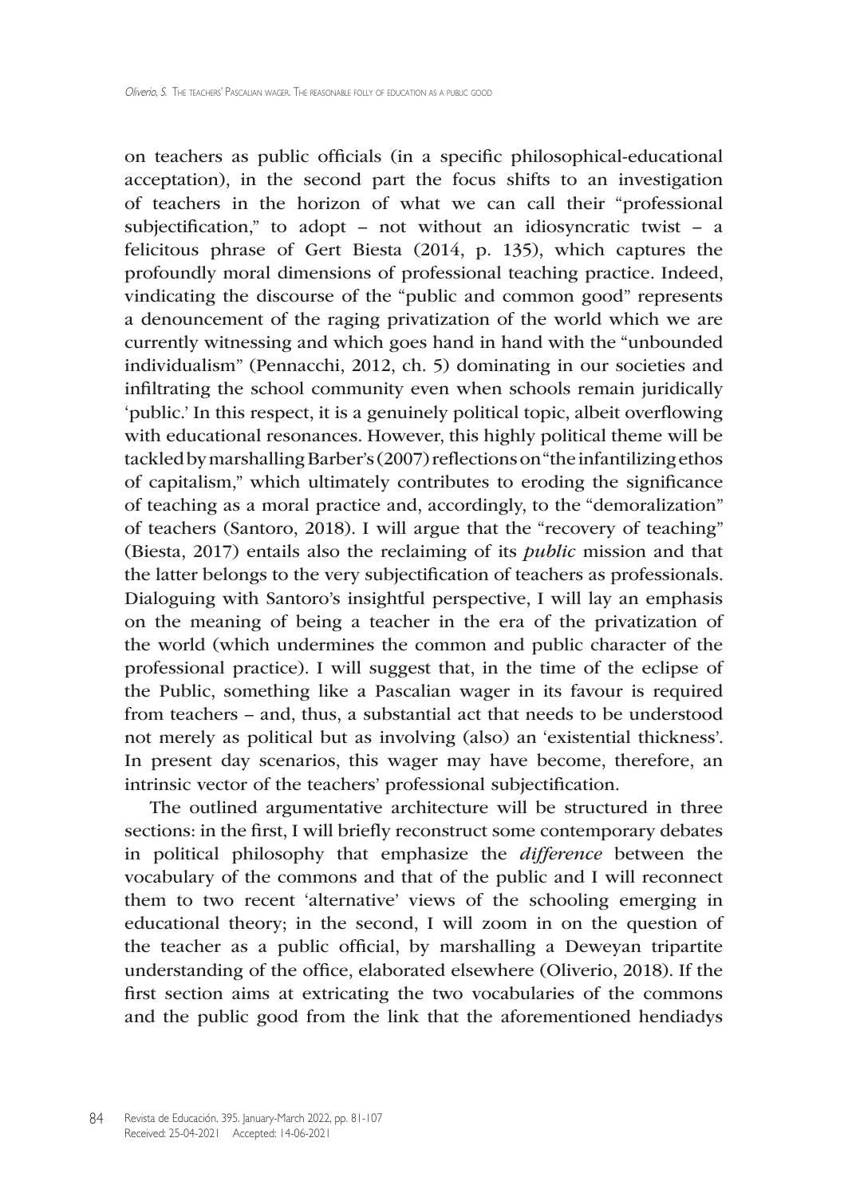on teachers as public officials (in a specific philosophical-educational acceptation), in the second part the focus shifts to an investigation of teachers in the horizon of what we can call their "professional subjectification," to adopt – not without an idiosyncratic twist – a felicitous phrase of Gert Biesta (2014, p. 135), which captures the profoundly moral dimensions of professional teaching practice. Indeed, vindicating the discourse of the "public and common good" represents a denouncement of the raging privatization of the world which we are currently witnessing and which goes hand in hand with the "unbounded individualism" (Pennacchi, 2012, ch. 5) dominating in our societies and infiltrating the school community even when schools remain juridically 'public.' In this respect, it is a genuinely political topic, albeit overflowing with educational resonances. However, this highly political theme will be tackled by marshalling Barber's (2007) reflections on "the infantilizing ethos of capitalism," which ultimately contributes to eroding the significance of teaching as a moral practice and, accordingly, to the "demoralization" of teachers (Santoro, 2018). I will argue that the "recovery of teaching" (Biesta, 2017) entails also the reclaiming of its *public* mission and that the latter belongs to the very subjectification of teachers as professionals. Dialoguing with Santoro's insightful perspective, I will lay an emphasis on the meaning of being a teacher in the era of the privatization of the world (which undermines the common and public character of the professional practice). I will suggest that, in the time of the eclipse of the Public, something like a Pascalian wager in its favour is required from teachers – and, thus, a substantial act that needs to be understood not merely as political but as involving (also) an 'existential thickness'. In present day scenarios, this wager may have become, therefore, an intrinsic vector of the teachers' professional subjectification.

The outlined argumentative architecture will be structured in three sections: in the first, I will briefly reconstruct some contemporary debates in political philosophy that emphasize the *difference* between the vocabulary of the commons and that of the public and I will reconnect them to two recent 'alternative' views of the schooling emerging in educational theory; in the second, I will zoom in on the question of the teacher as a public official, by marshalling a Deweyan tripartite understanding of the office, elaborated elsewhere (Oliverio, 2018). If the first section aims at extricating the two vocabularies of the commons and the public good from the link that the aforementioned hendiadys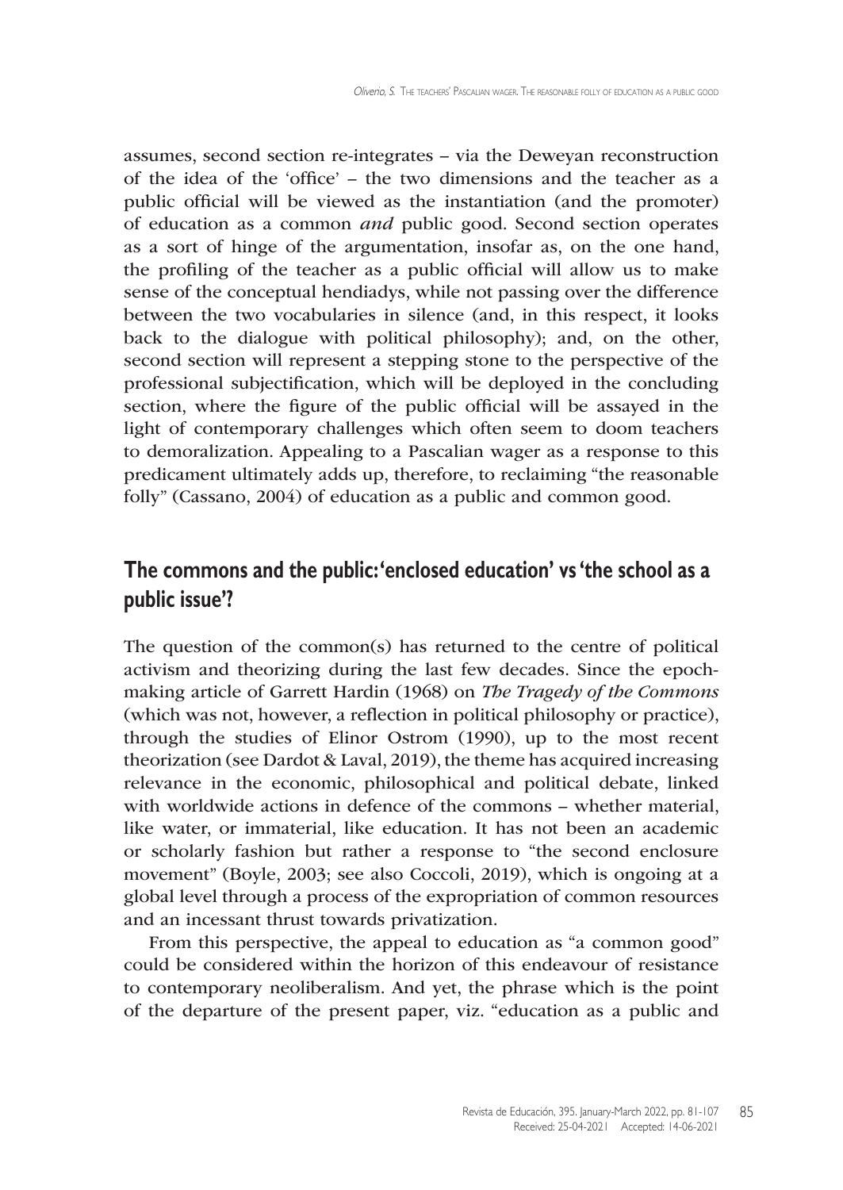assumes, second section re-integrates – via the Deweyan reconstruction of the idea of the 'office' – the two dimensions and the teacher as a public official will be viewed as the instantiation (and the promoter) of education as a common *and* public good. Second section operates as a sort of hinge of the argumentation, insofar as, on the one hand, the profiling of the teacher as a public official will allow us to make sense of the conceptual hendiadys, while not passing over the difference between the two vocabularies in silence (and, in this respect, it looks back to the dialogue with political philosophy); and, on the other, second section will represent a stepping stone to the perspective of the professional subjectification, which will be deployed in the concluding section, where the figure of the public official will be assayed in the light of contemporary challenges which often seem to doom teachers to demoralization. Appealing to a Pascalian wager as a response to this predicament ultimately adds up, therefore, to reclaiming "the reasonable folly" (Cassano, 2004) of education as a public and common good.

## The commons and the public: 'enclosed education' vs 'the school as a public issue'?

The question of the common(s) has returned to the centre of political activism and theorizing during the last few decades. Since the epoch-making article of Garrett Hardin (1968) on *The Tragedy of the Commons* (which was not, however, a reflection in political philosophy or practice), through the studies of Elinor Ostrom (1990), up to the most recent theorization (see Dardot & Laval, 2019), the theme has acquired increasing relevance in the economic, philosophical and political debate, linked with worldwide actions in defence of the commons – whether material, like water, or immaterial, like education. It has not been an academic or scholarly fashion but rather a response to "the second enclosure movement" (Boyle, 2003; see also Coccoli, 2019), which is ongoing at a global level through a process of the expropriation of common resources and an incessant thrust towards privatization.

From this perspective, the appeal to education as "a common good" could be considered within the horizon of this endeavour of resistance to contemporary neoliberalism. And yet, the phrase which is the point of the departure of the present paper, viz. "education as a public and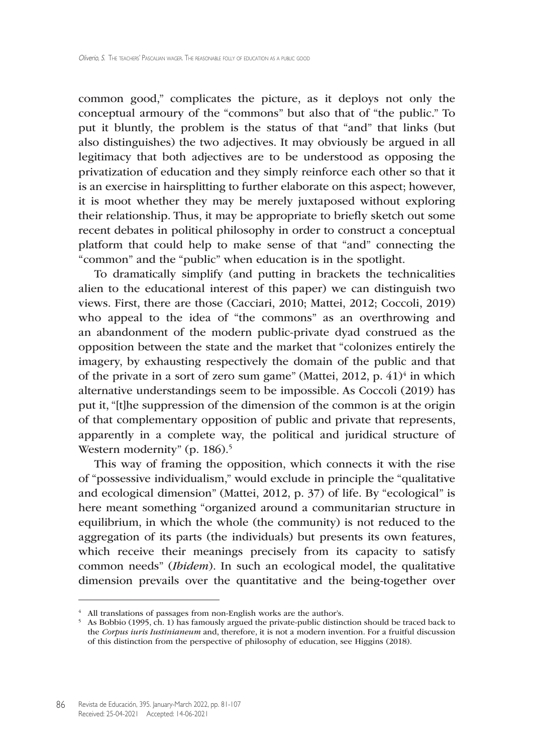common good," complicates the picture, as it deploys not only the conceptual armoury of the "commons" but also that of "the public." To put it bluntly, the problem is the status of that "and" that links (but also distinguishes) the two adjectives. It may obviously be argued in all legitimacy that both adjectives are to be understood as opposing the privatization of education and they simply reinforce each other so that it is an exercise in hairsplitting to further elaborate on this aspect; however, it is moot whether they may be merely juxtaposed without exploring their relationship. Thus, it may be appropriate to briefly sketch out some recent debates in political philosophy in order to construct a conceptual platform that could help to make sense of that "and" connecting the "common" and the "public" when education is in the spotlight.

To dramatically simplify (and putting in brackets the technicalities alien to the educational interest of this paper) we can distinguish two views. First, there are those (Cacciari, 2010; Mattei, 2012; Coccoli, 2019) who appeal to the idea of "the commons" as an overthrowing and an abandonment of the modern public-private dyad construed as the opposition between the state and the market that "colonizes entirely the imagery, by exhausting respectively the domain of the public and that of the private in a sort of zero sum game" (Mattei, 2012, p. 41)[4] in which alternative understandings seem to be impossible. As Coccoli (2019) has put it, "[t]he suppression of the dimension of the common is at the origin of that complementary opposition of public and private that represents, apparently in a complete way, the political and juridical structure of Western modernity" (p. 186).[5]

This way of framing the opposition, which connects it with the rise of "possessive individualism," would exclude in principle the "qualitative and ecological dimension" (Mattei, 2012, p. 37) of life. By "ecological" is here meant something "organized around a communitarian structure in equilibrium, in which the whole (the community) is not reduced to the aggregation of its parts (the individuals) but presents its own features, which receive their meanings precisely from its capacity to satisfy common needs" (*Ibidem*). In such an ecological model, the qualitative dimension prevails over the quantitative and the being-together over

---

[4] All translations of passages from non-English works are the author's.

[5] As Bobbio (1995, ch. 1) has famously argued the private-public distinction should be traced back to the *Corpus iuris Iustinianeum* and, therefore, it is not a modern invention. For a fruitful discussion of this distinction from the perspective of philosophy of education, see Higgins (2018).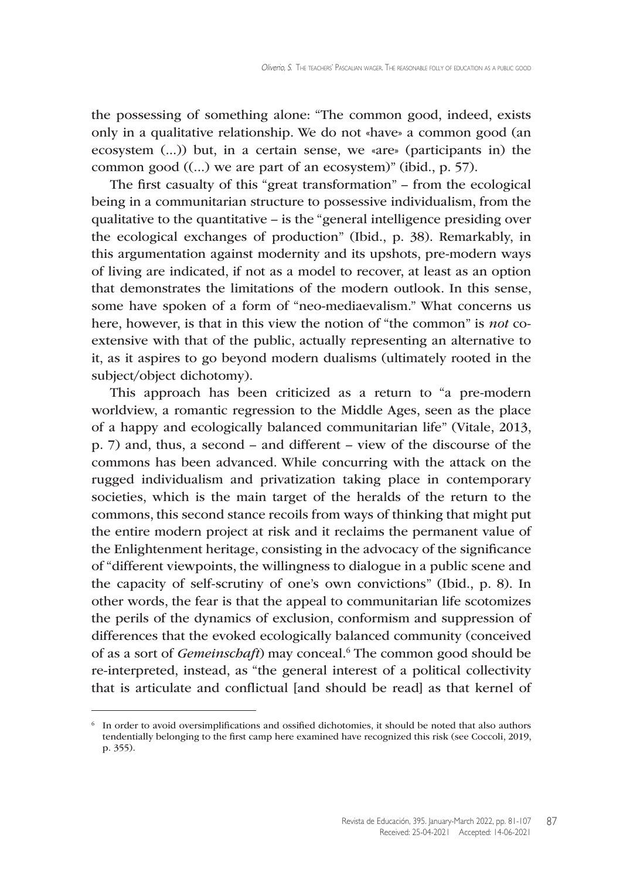the possessing of something alone: "The common good, indeed, exists only in a qualitative relationship. We do not «have» a common good (an ecosystem (...)) but, in a certain sense, we «are» (participants in) the common good ((...) we are part of an ecosystem)" (ibid., p. 57).

The first casualty of this "great transformation" – from the ecological being in a communitarian structure to possessive individualism, from the qualitative to the quantitative – is the "general intelligence presiding over the ecological exchanges of production" (Ibid., p. 38). Remarkably, in this argumentation against modernity and its upshots, pre-modern ways of living are indicated, if not as a model to recover, at least as an option that demonstrates the limitations of the modern outlook. In this sense, some have spoken of a form of "neo-mediaevalism." What concerns us here, however, is that in this view the notion of "the common" is *not* co-extensive with that of the public, actually representing an alternative to it, as it aspires to go beyond modern dualisms (ultimately rooted in the subject/object dichotomy).

This approach has been criticized as a return to "a pre-modern worldview, a romantic regression to the Middle Ages, seen as the place of a happy and ecologically balanced communitarian life" (Vitale, 2013, p. 7) and, thus, a second – and different – view of the discourse of the commons has been advanced. While concurring with the attack on the rugged individualism and privatization taking place in contemporary societies, which is the main target of the heralds of the return to the commons, this second stance recoils from ways of thinking that might put the entire modern project at risk and it reclaims the permanent value of the Enlightenment heritage, consisting in the advocacy of the significance of "different viewpoints, the willingness to dialogue in a public scene and the capacity of self-scrutiny of one's own convictions" (Ibid., p. 8). In other words, the fear is that the appeal to communitarian life scotomizes the perils of the dynamics of exclusion, conformism and suppression of differences that the evoked ecologically balanced community (conceived of as a sort of *Gemeinschaft*) may conceal.[6] The common good should be re-interpreted, instead, as "the general interest of a political collectivity that is articulate and conflictual [and should be read] as that kernel of

[6] In order to avoid oversimplifications and ossified dichotomies, it should be noted that also authors tendentially belonging to the first camp here examined have recognized this risk (see Coccoli, 2019, p. 355).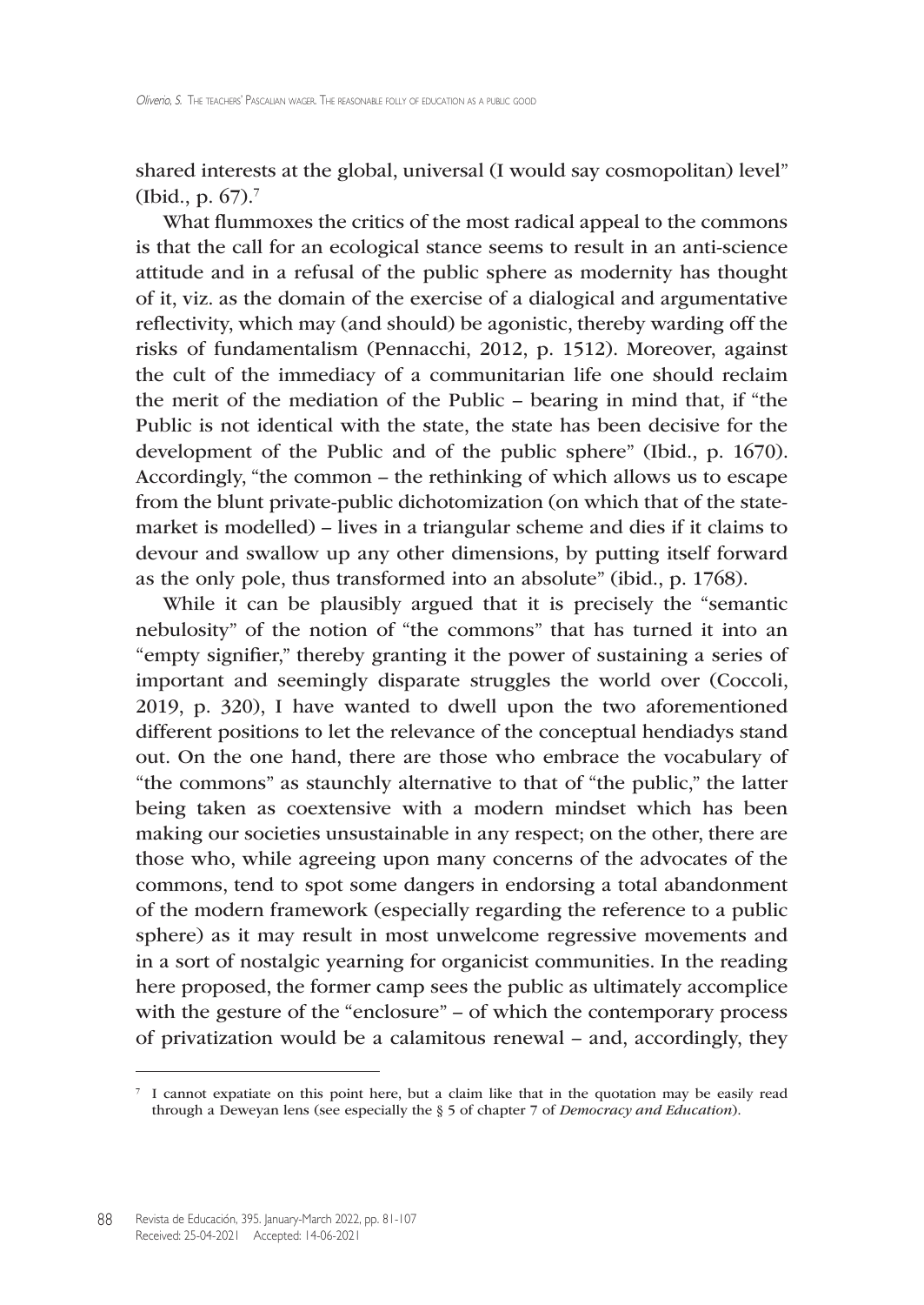shared interests at the global, universal (I would say cosmopolitan) level" (Ibid., p. 67).[7]

What flummoxes the critics of the most radical appeal to the commons is that the call for an ecological stance seems to result in an anti-science attitude and in a refusal of the public sphere as modernity has thought of it, viz. as the domain of the exercise of a dialogical and argumentative reflectivity, which may (and should) be agonistic, thereby warding off the risks of fundamentalism (Pennacchi, 2012, p. 1512). Moreover, against the cult of the immediacy of a communitarian life one should reclaim the merit of the mediation of the Public – bearing in mind that, if "the Public is not identical with the state, the state has been decisive for the development of the Public and of the public sphere" (Ibid., p. 1670). Accordingly, "the common – the rethinking of which allows us to escape from the blunt private-public dichotomization (on which that of the state-market is modelled) – lives in a triangular scheme and dies if it claims to devour and swallow up any other dimensions, by putting itself forward as the only pole, thus transformed into an absolute" (ibid., p. 1768).

While it can be plausibly argued that it is precisely the "semantic nebulosity" of the notion of "the commons" that has turned it into an "empty signifier," thereby granting it the power of sustaining a series of important and seemingly disparate struggles the world over (Coccoli, 2019, p. 320), I have wanted to dwell upon the two aforementioned different positions to let the relevance of the conceptual hendiadys stand out. On the one hand, there are those who embrace the vocabulary of "the commons" as staunchly alternative to that of "the public," the latter being taken as coextensive with a modern mindset which has been making our societies unsustainable in any respect; on the other, there are those who, while agreeing upon many concerns of the advocates of the commons, tend to spot some dangers in endorsing a total abandonment of the modern framework (especially regarding the reference to a public sphere) as it may result in most unwelcome regressive movements and in a sort of nostalgic yearning for organicist communities. In the reading here proposed, the former camp sees the public as ultimately accomplice with the gesture of the "enclosure" – of which the contemporary process of privatization would be a calamitous renewal – and, accordingly, they

[7] I cannot expatiate on this point here, but a claim like that in the quotation may be easily read through a Deweyan lens (see especially the § 5 of chapter 7 of *Democracy and Education*).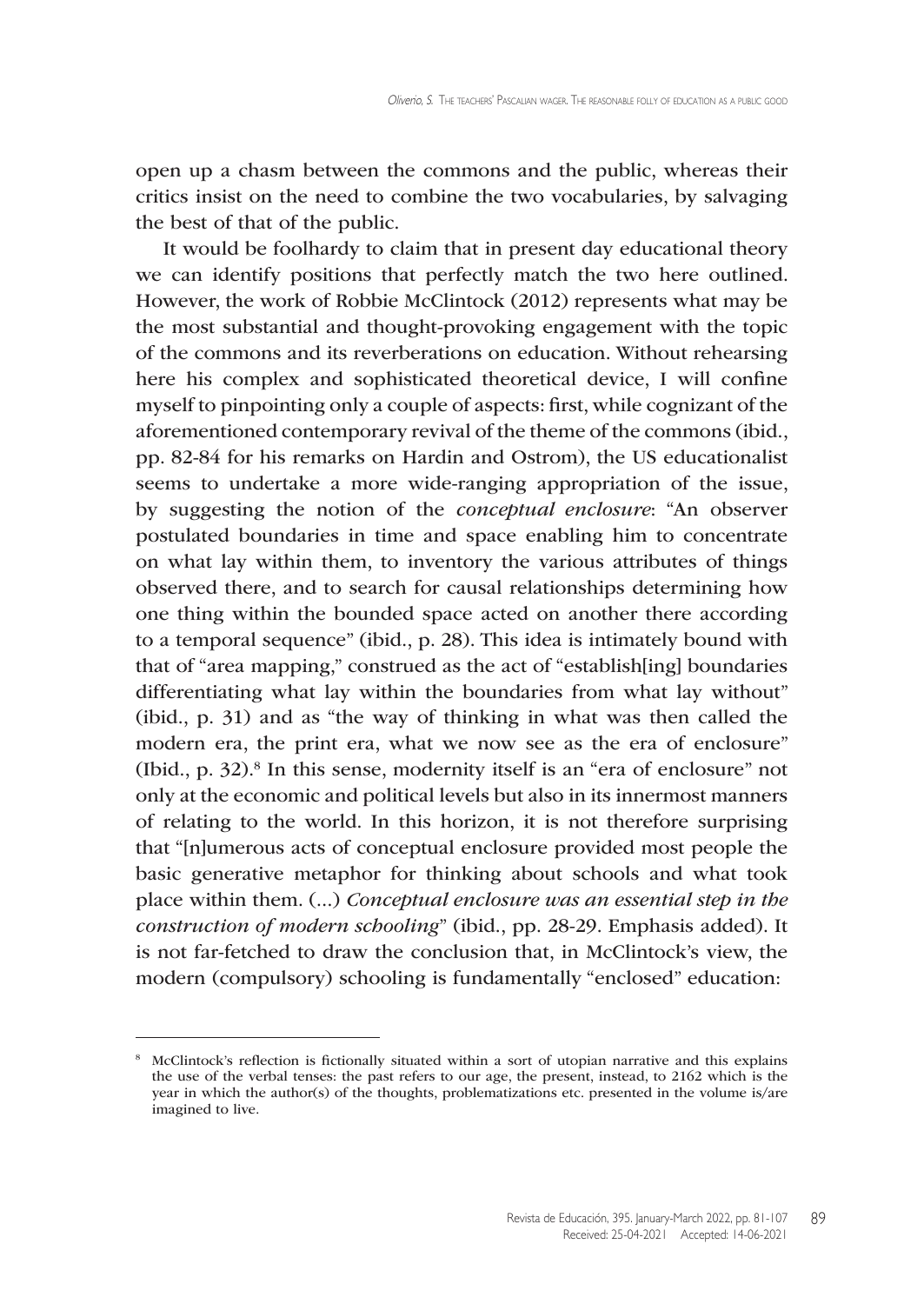open up a chasm between the commons and the public, whereas their critics insist on the need to combine the two vocabularies, by salvaging the best of that of the public.

It would be foolhardy to claim that in present day educational theory we can identify positions that perfectly match the two here outlined. However, the work of Robbie McClintock (2012) represents what may be the most substantial and thought-provoking engagement with the topic of the commons and its reverberations on education. Without rehearsing here his complex and sophisticated theoretical device, I will confine myself to pinpointing only a couple of aspects: first, while cognizant of the aforementioned contemporary revival of the theme of the commons (ibid., pp. 82-84 for his remarks on Hardin and Ostrom), the US educationalist seems to undertake a more wide-ranging appropriation of the issue, by suggesting the notion of the *conceptual enclosure*: "An observer postulated boundaries in time and space enabling him to concentrate on what lay within them, to inventory the various attributes of things observed there, and to search for causal relationships determining how one thing within the bounded space acted on another there according to a temporal sequence" (ibid., p. 28). This idea is intimately bound with that of "area mapping," construed as the act of "establish[ing] boundaries differentiating what lay within the boundaries from what lay without" (ibid., p. 31) and as "the way of thinking in what was then called the modern era, the print era, what we now see as the era of enclosure" (Ibid., p. 32).[8] In this sense, modernity itself is an "era of enclosure" not only at the economic and political levels but also in its innermost manners of relating to the world. In this horizon, it is not therefore surprising that "[n]umerous acts of conceptual enclosure provided most people the basic generative metaphor for thinking about schools and what took place within them. (...) *Conceptual enclosure was an essential step in the construction of modern schooling*" (ibid., pp. 28-29. Emphasis added). It is not far-fetched to draw the conclusion that, in McClintock's view, the modern (compulsory) schooling is fundamentally "enclosed" education:

[8] McClintock's reflection is fictionally situated within a sort of utopian narrative and this explains the use of the verbal tenses: the past refers to our age, the present, instead, to 2162 which is the year in which the author(s) of the thoughts, problematizations etc. presented in the volume is/are imagined to live.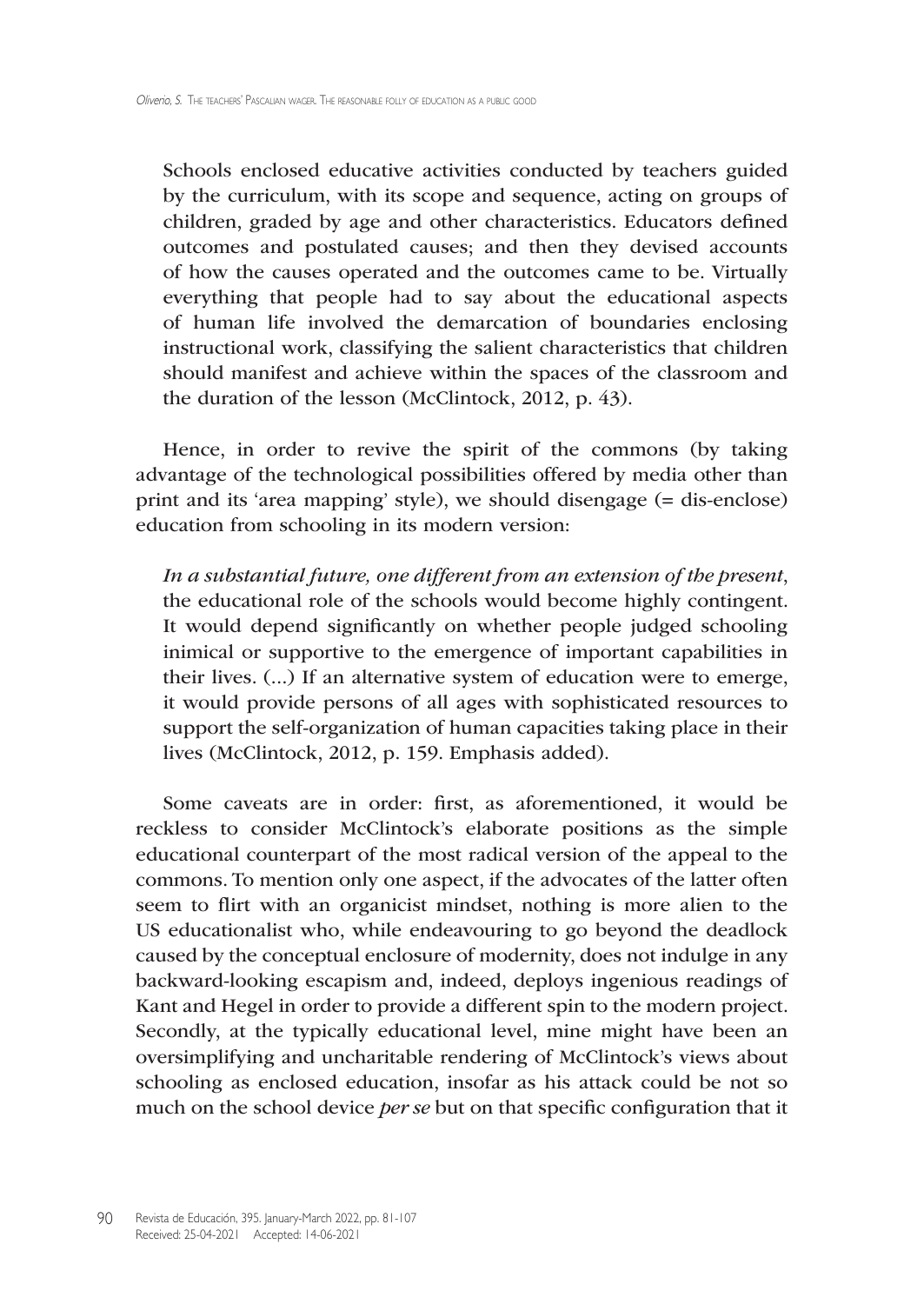> Schools enclosed educative activities conducted by teachers guided by the curriculum, with its scope and sequence, acting on groups of children, graded by age and other characteristics. Educators defined outcomes and postulated causes; and then they devised accounts of how the causes operated and the outcomes came to be. Virtually everything that people had to say about the educational aspects of human life involved the demarcation of boundaries enclosing instructional work, classifying the salient characteristics that children should manifest and achieve within the spaces of the classroom and the duration of the lesson (McClintock, 2012, p. 43).

Hence, in order to revive the spirit of the commons (by taking advantage of the technological possibilities offered by media other than print and its 'area mapping' style), we should disengage (= dis-enclose) education from schooling in its modern version:

> *In a substantial future, one different from an extension of the present*, the educational role of the schools would become highly contingent. It would depend significantly on whether people judged schooling inimical or supportive to the emergence of important capabilities in their lives. (…) If an alternative system of education were to emerge, it would provide persons of all ages with sophisticated resources to support the self-organization of human capacities taking place in their lives (McClintock, 2012, p. 159. Emphasis added).

Some caveats are in order: first, as aforementioned, it would be reckless to consider McClintock's elaborate positions as the simple educational counterpart of the most radical version of the appeal to the commons. To mention only one aspect, if the advocates of the latter often seem to flirt with an organicist mindset, nothing is more alien to the US educationalist who, while endeavouring to go beyond the deadlock caused by the conceptual enclosure of modernity, does not indulge in any backward-looking escapism and, indeed, deploys ingenious readings of Kant and Hegel in order to provide a different spin to the modern project. Secondly, at the typically educational level, mine might have been an oversimplifying and uncharitable rendering of McClintock's views about schooling as enclosed education, insofar as his attack could be not so much on the school device *per se* but on that specific configuration that it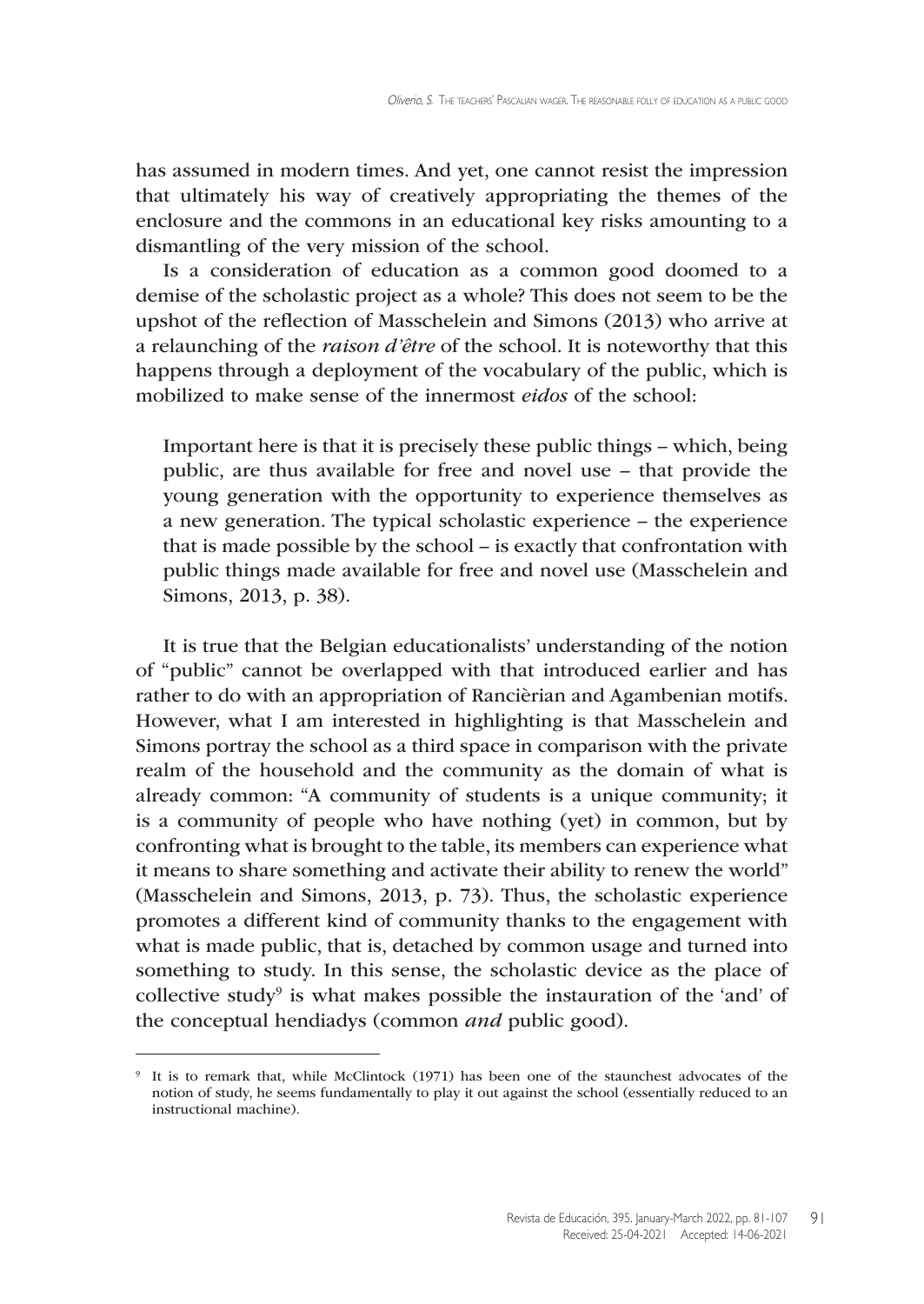has assumed in modern times. And yet, one cannot resist the impression that ultimately his way of creatively appropriating the themes of the enclosure and the commons in an educational key risks amounting to a dismantling of the very mission of the school.

Is a consideration of education as a common good doomed to a demise of the scholastic project as a whole? This does not seem to be the upshot of the reflection of Masschelein and Simons (2013) who arrive at a relaunching of the *raison d'être* of the school. It is noteworthy that this happens through a deployment of the vocabulary of the public, which is mobilized to make sense of the innermost *eidos* of the school:

> Important here is that it is precisely these public things – which, being public, are thus available for free and novel use – that provide the young generation with the opportunity to experience themselves as a new generation. The typical scholastic experience – the experience that is made possible by the school – is exactly that confrontation with public things made available for free and novel use (Masschelein and Simons, 2013, p. 38).

It is true that the Belgian educationalists' understanding of the notion of "public" cannot be overlapped with that introduced earlier and has rather to do with an appropriation of Rancièrian and Agambenian motifs. However, what I am interested in highlighting is that Masschelein and Simons portray the school as a third space in comparison with the private realm of the household and the community as the domain of what is already common: "A community of students is a unique community; it is a community of people who have nothing (yet) in common, but by confronting what is brought to the table, its members can experience what it means to share something and activate their ability to renew the world" (Masschelein and Simons, 2013, p. 73). Thus, the scholastic experience promotes a different kind of community thanks to the engagement with what is made public, that is, detached by common usage and turned into something to study. In this sense, the scholastic device as the place of collective study[9] is what makes possible the instauration of the 'and' of the conceptual hendiadys (common *and* public good).

---

[9] It is to remark that, while McClintock (1971) has been one of the staunchest advocates of the notion of study, he seems fundamentally to play it out against the school (essentially reduced to an instructional machine).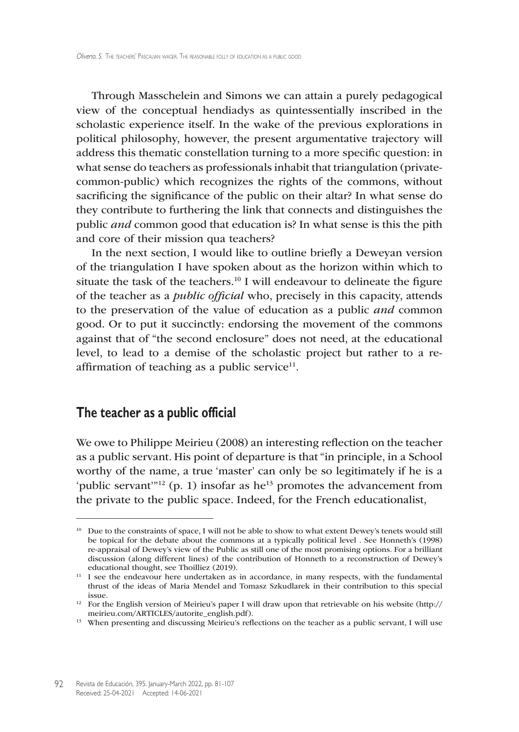Through Masschelein and Simons we can attain a purely pedagogical view of the conceptual hendiadys as quintessentially inscribed in the scholastic experience itself. In the wake of the previous explorations in political philosophy, however, the present argumentative trajectory will address this thematic constellation turning to a more specific question: in what sense do teachers as professionals inhabit that triangulation (private-common-public) which recognizes the rights of the commons, without sacrificing the significance of the public on their altar? In what sense do they contribute to furthering the link that connects and distinguishes the public *and* common good that education is? In what sense is this the pith and core of their mission qua teachers?

In the next section, I would like to outline briefly a Deweyan version of the triangulation I have spoken about as the horizon within which to situate the task of the teachers.[10] I will endeavour to delineate the figure of the teacher as a *public official* who, precisely in this capacity, attends to the preservation of the value of education as a public *and* common good. Or to put it succinctly: endorsing the movement of the commons against that of "the second enclosure" does not need, at the educational level, to lead to a demise of the scholastic project but rather to a re-affirmation of teaching as a public service[11].

## The teacher as a public official

We owe to Philippe Meirieu (2008) an interesting reflection on the teacher as a public servant. His point of departure is that "in principle, in a School worthy of the name, a true 'master' can only be so legitimately if he is a 'public servant'"[12] (p. 1) insofar as he[13] promotes the advancement from the private to the public space. Indeed, for the French educationalist,

---

[10] Due to the constraints of space, I will not be able to show to what extent Dewey's tenets would still be topical for the debate about the commons at a typically political level . See Honneth's (1998) re-appraisal of Dewey's view of the Public as still one of the most promising options. For a brilliant discussion (along different lines) of the contribution of Honneth to a reconstruction of Dewey's educational thought, see Thoilliez (2019).

[11] I see the endeavour here undertaken as in accordance, in many respects, with the fundamental thrust of the ideas of Maria Mendel and Tomasz Szkudlarek in their contribution to this special issue.

[12] For the English version of Meirieu's paper I will draw upon that retrievable on his website (http://meirieu.com/ARTICLES/autorite_english.pdf).

[13] When presenting and discussing Meirieu's reflections on the teacher as a public servant, I will use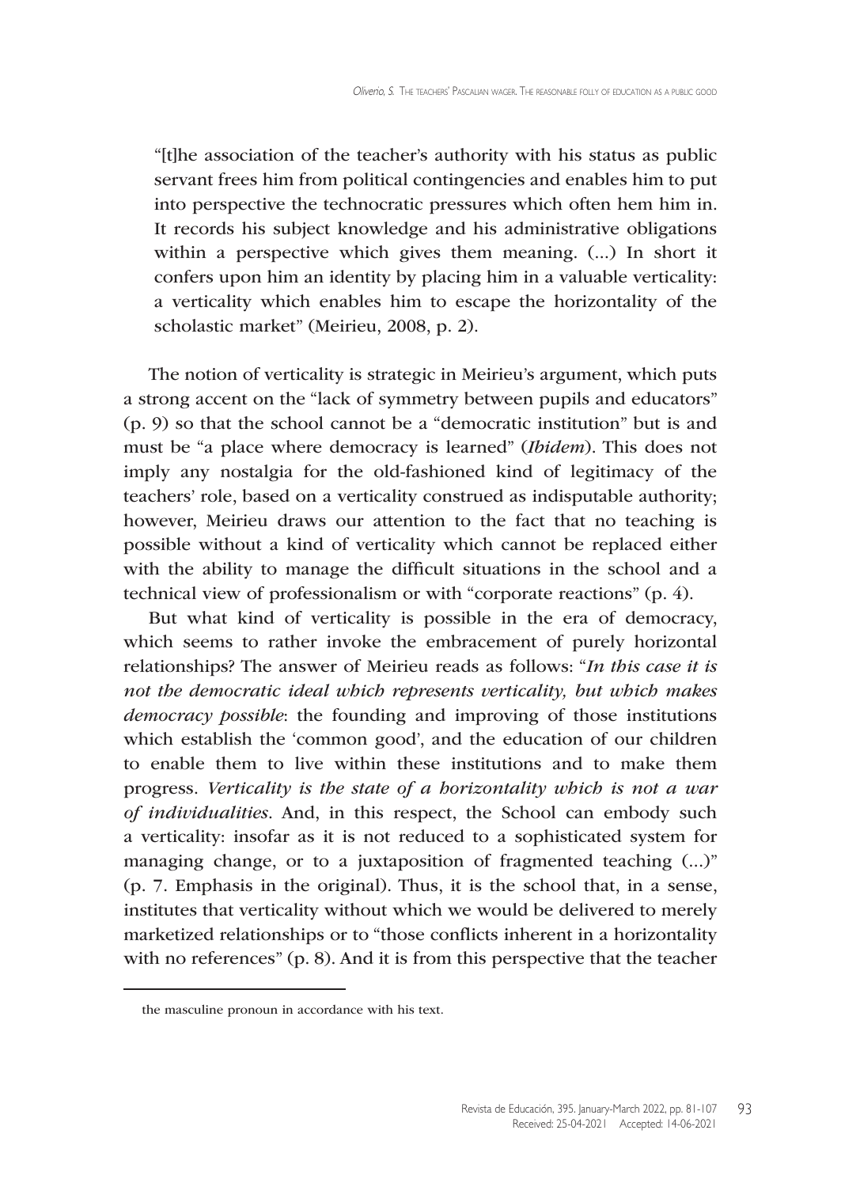"[t]he association of the teacher's authority with his status as public servant frees him from political contingencies and enables him to put into perspective the technocratic pressures which often hem him in. It records his subject knowledge and his administrative obligations within a perspective which gives them meaning. (...) In short it confers upon him an identity by placing him in a valuable verticality: a verticality which enables him to escape the horizontality of the scholastic market" (Meirieu, 2008, p. 2).

The notion of verticality is strategic in Meirieu's argument, which puts a strong accent on the "lack of symmetry between pupils and educators" (p. 9) so that the school cannot be a "democratic institution" but is and must be "a place where democracy is learned" (*Ibidem*). This does not imply any nostalgia for the old-fashioned kind of legitimacy of the teachers' role, based on a verticality construed as indisputable authority; however, Meirieu draws our attention to the fact that no teaching is possible without a kind of verticality which cannot be replaced either with the ability to manage the difficult situations in the school and a technical view of professionalism or with "corporate reactions" (p. 4).

But what kind of verticality is possible in the era of democracy, which seems to rather invoke the embracement of purely horizontal relationships? The answer of Meirieu reads as follows: "*In this case it is not the democratic ideal which represents verticality, but which makes democracy possible*: the founding and improving of those institutions which establish the 'common good', and the education of our children to enable them to live within these institutions and to make them progress. *Verticality is the state of a horizontality which is not a war of individualities*. And, in this respect, the School can embody such a verticality: insofar as it is not reduced to a sophisticated system for managing change, or to a juxtaposition of fragmented teaching (...)" (p. 7. Emphasis in the original). Thus, it is the school that, in a sense, institutes that verticality without which we would be delivered to merely marketized relationships or to "those conflicts inherent in a horizontality with no references" (p. 8). And it is from this perspective that the teacher

the masculine pronoun in accordance with his text.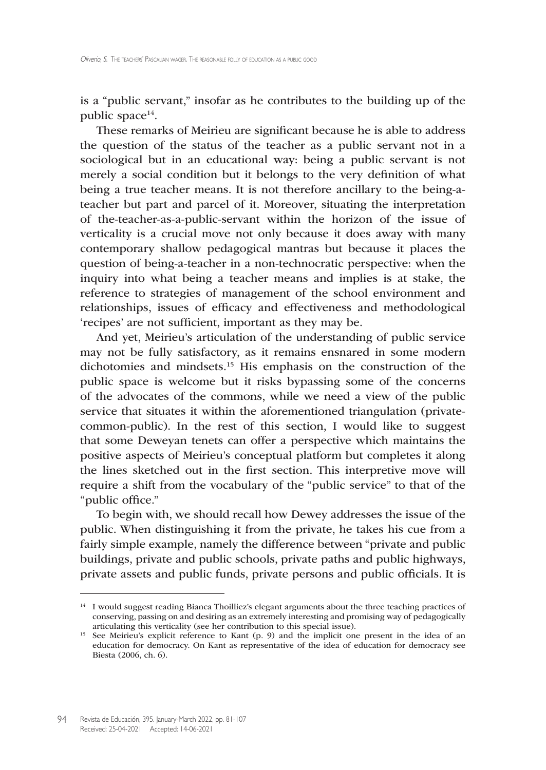is a "public servant," insofar as he contributes to the building up of the public space[14].

These remarks of Meirieu are significant because he is able to address the question of the status of the teacher as a public servant not in a sociological but in an educational way: being a public servant is not merely a social condition but it belongs to the very definition of what being a true teacher means. It is not therefore ancillary to the being-a-teacher but part and parcel of it. Moreover, situating the interpretation of the-teacher-as-a-public-servant within the horizon of the issue of verticality is a crucial move not only because it does away with many contemporary shallow pedagogical mantras but because it places the question of being-a-teacher in a non-technocratic perspective: when the inquiry into what being a teacher means and implies is at stake, the reference to strategies of management of the school environment and relationships, issues of efficacy and effectiveness and methodological 'recipes' are not sufficient, important as they may be.

And yet, Meirieu's articulation of the understanding of public service may not be fully satisfactory, as it remains ensnared in some modern dichotomies and mindsets.[15] His emphasis on the construction of the public space is welcome but it risks bypassing some of the concerns of the advocates of the commons, while we need a view of the public service that situates it within the aforementioned triangulation (private-common-public). In the rest of this section, I would like to suggest that some Deweyan tenets can offer a perspective which maintains the positive aspects of Meirieu's conceptual platform but completes it along the lines sketched out in the first section. This interpretive move will require a shift from the vocabulary of the "public service" to that of the "public office."

To begin with, we should recall how Dewey addresses the issue of the public. When distinguishing it from the private, he takes his cue from a fairly simple example, namely the difference between "private and public buildings, private and public schools, private paths and public highways, private assets and public funds, private persons and public officials. It is

---

[14] I would suggest reading Bianca Thoilliez's elegant arguments about the three teaching practices of conserving, passing on and desiring as an extremely interesting and promising way of pedagogically articulating this verticality (see her contribution to this special issue).

[15] See Meirieu's explicit reference to Kant (p. 9) and the implicit one present in the idea of an education for democracy. On Kant as representative of the idea of education for democracy see Biesta (2006, ch. 6).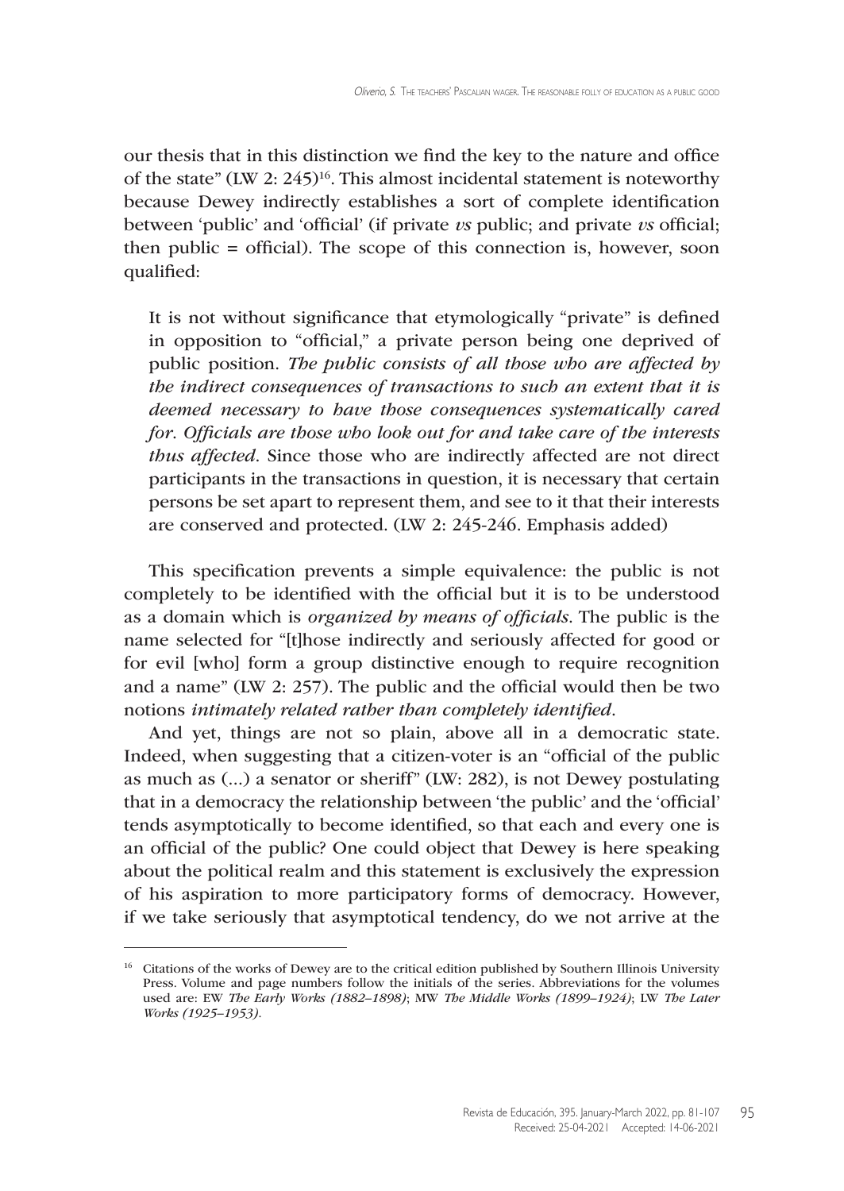our thesis that in this distinction we find the key to the nature and office of the state" (LW 2: 245)[16]. This almost incidental statement is noteworthy because Dewey indirectly establishes a sort of complete identification between 'public' and 'official' (if private *vs* public; and private *vs* official; then public = official). The scope of this connection is, however, soon qualified:

> It is not without significance that etymologically "private" is defined in opposition to "official," a private person being one deprived of public position. *The public consists of all those who are affected by the indirect consequences of transactions to such an extent that it is deemed necessary to have those consequences systematically cared for. Officials are those who look out for and take care of the interests thus affected*. Since those who are indirectly affected are not direct participants in the transactions in question, it is necessary that certain persons be set apart to represent them, and see to it that their interests are conserved and protected. (LW 2: 245-246. Emphasis added)

This specification prevents a simple equivalence: the public is not completely to be identified with the official but it is to be understood as a domain which is *organized by means of officials*. The public is the name selected for "[t]hose indirectly and seriously affected for good or for evil [who] form a group distinctive enough to require recognition and a name" (LW 2: 257). The public and the official would then be two notions *intimately related rather than completely identified*.

And yet, things are not so plain, above all in a democratic state. Indeed, when suggesting that a citizen-voter is an "official of the public as much as (...) a senator or sheriff" (LW: 282), is not Dewey postulating that in a democracy the relationship between 'the public' and the 'official' tends asymptotically to become identified, so that each and every one is an official of the public? One could object that Dewey is here speaking about the political realm and this statement is exclusively the expression of his aspiration to more participatory forms of democracy. However, if we take seriously that asymptotical tendency, do we not arrive at the

[16] Citations of the works of Dewey are to the critical edition published by Southern Illinois University Press. Volume and page numbers follow the initials of the series. Abbreviations for the volumes used are: EW *The Early Works (1882–1898)*; MW *The Middle Works (1899–1924)*; LW *The Later Works (1925–1953)*.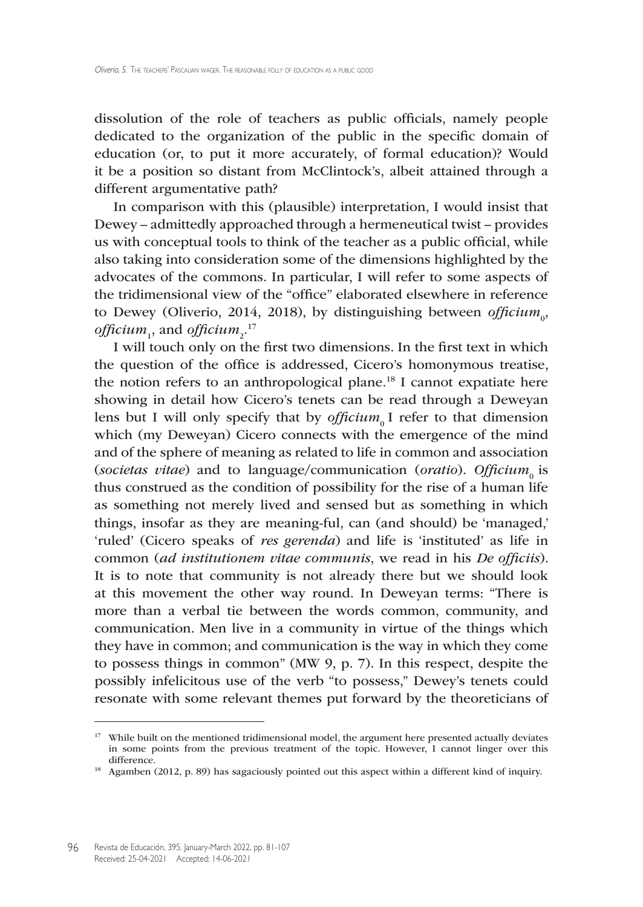dissolution of the role of teachers as public officials, namely people dedicated to the organization of the public in the specific domain of education (or, to put it more accurately, of formal education)? Would it be a position so distant from McClintock's, albeit attained through a different argumentative path?

In comparison with this (plausible) interpretation, I would insist that Dewey – admittedly approached through a hermeneutical twist – provides us with conceptual tools to think of the teacher as a public official, while also taking into consideration some of the dimensions highlighted by the advocates of the commons. In particular, I will refer to some aspects of the tridimensional view of the "office" elaborated elsewhere in reference to Dewey (Oliverio, 2014, 2018), by distinguishing between *officium*$_0$, *officium*$_1$, and *officium*$_2$.[17]

I will touch only on the first two dimensions. In the first text in which the question of the office is addressed, Cicero's homonymous treatise, the notion refers to an anthropological plane.[18] I cannot expatiate here showing in detail how Cicero's tenets can be read through a Deweyan lens but I will only specify that by *officium*$_0$ I refer to that dimension which (my Deweyan) Cicero connects with the emergence of the mind and of the sphere of meaning as related to life in common and association (*societas vitae*) and to language/communication (*oratio*). *Officium*$_0$ is thus construed as the condition of possibility for the rise of a human life as something not merely lived and sensed but as something in which things, insofar as they are meaning-ful, can (and should) be 'managed,' 'ruled' (Cicero speaks of *res gerenda*) and life is 'instituted' as life in common (*ad institutionem vitae communis*, we read in his *De officiis*). It is to note that community is not already there but we should look at this movement the other way round. In Deweyan terms: "There is more than a verbal tie between the words common, community, and communication. Men live in a community in virtue of the things which they have in common; and communication is the way in which they come to possess things in common" (MW 9, p. 7). In this respect, despite the possibly infelicitous use of the verb "to possess," Dewey's tenets could resonate with some relevant themes put forward by the theoreticians of

[17] While built on the mentioned tridimensional model, the argument here presented actually deviates in some points from the previous treatment of the topic. However, I cannot linger over this difference.

[18] Agamben (2012, p. 89) has sagaciously pointed out this aspect within a different kind of inquiry.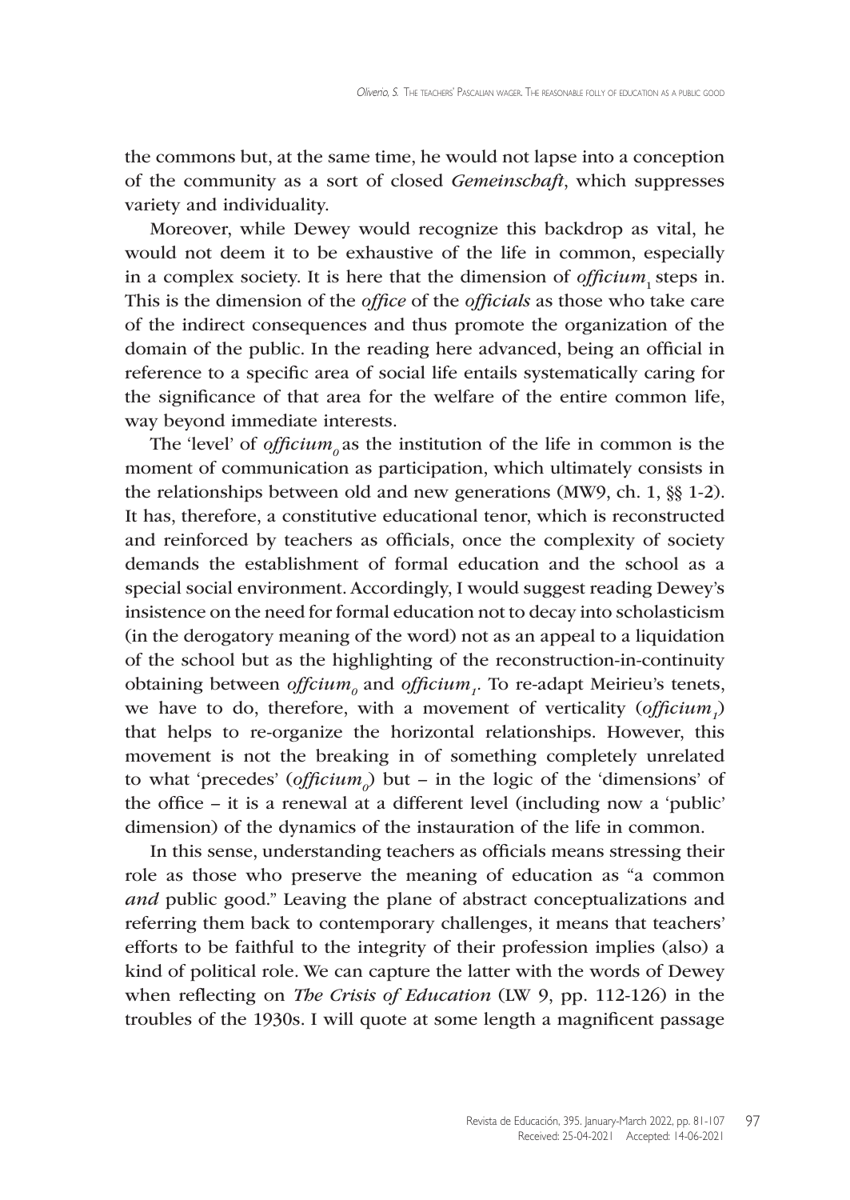the commons but, at the same time, he would not lapse into a conception of the community as a sort of closed *Gemeinschaft*, which suppresses variety and individuality.

Moreover, while Dewey would recognize this backdrop as vital, he would not deem it to be exhaustive of the life in common, especially in a complex society. It is here that the dimension of *officium*$_1$ steps in. This is the dimension of the *office* of the *officials* as those who take care of the indirect consequences and thus promote the organization of the domain of the public. In the reading here advanced, being an official in reference to a specific area of social life entails systematically caring for the significance of that area for the welfare of the entire common life, way beyond immediate interests.

The 'level' of *officium*$_0$ as the institution of the life in common is the moment of communication as participation, which ultimately consists in the relationships between old and new generations (MW9, ch. 1, §§ 1-2). It has, therefore, a constitutive educational tenor, which is reconstructed and reinforced by teachers as officials, once the complexity of society demands the establishment of formal education and the school as a special social environment. Accordingly, I would suggest reading Dewey's insistence on the need for formal education not to decay into scholasticism (in the derogatory meaning of the word) not as an appeal to a liquidation of the school but as the highlighting of the reconstruction-in-continuity obtaining between *offcium*$_0$ and *officium*$_1$. To re-adapt Meirieu's tenets, we have to do, therefore, with a movement of verticality (*officium*$_1$) that helps to re-organize the horizontal relationships. However, this movement is not the breaking in of something completely unrelated to what 'precedes' (*officium*$_0$) but – in the logic of the 'dimensions' of the office – it is a renewal at a different level (including now a 'public' dimension) of the dynamics of the instauration of the life in common.

In this sense, understanding teachers as officials means stressing their role as those who preserve the meaning of education as "a common *and* public good." Leaving the plane of abstract conceptualizations and referring them back to contemporary challenges, it means that teachers' efforts to be faithful to the integrity of their profession implies (also) a kind of political role. We can capture the latter with the words of Dewey when reflecting on *The Crisis of Education* (LW 9, pp. 112-126) in the troubles of the 1930s. I will quote at some length a magnificent passage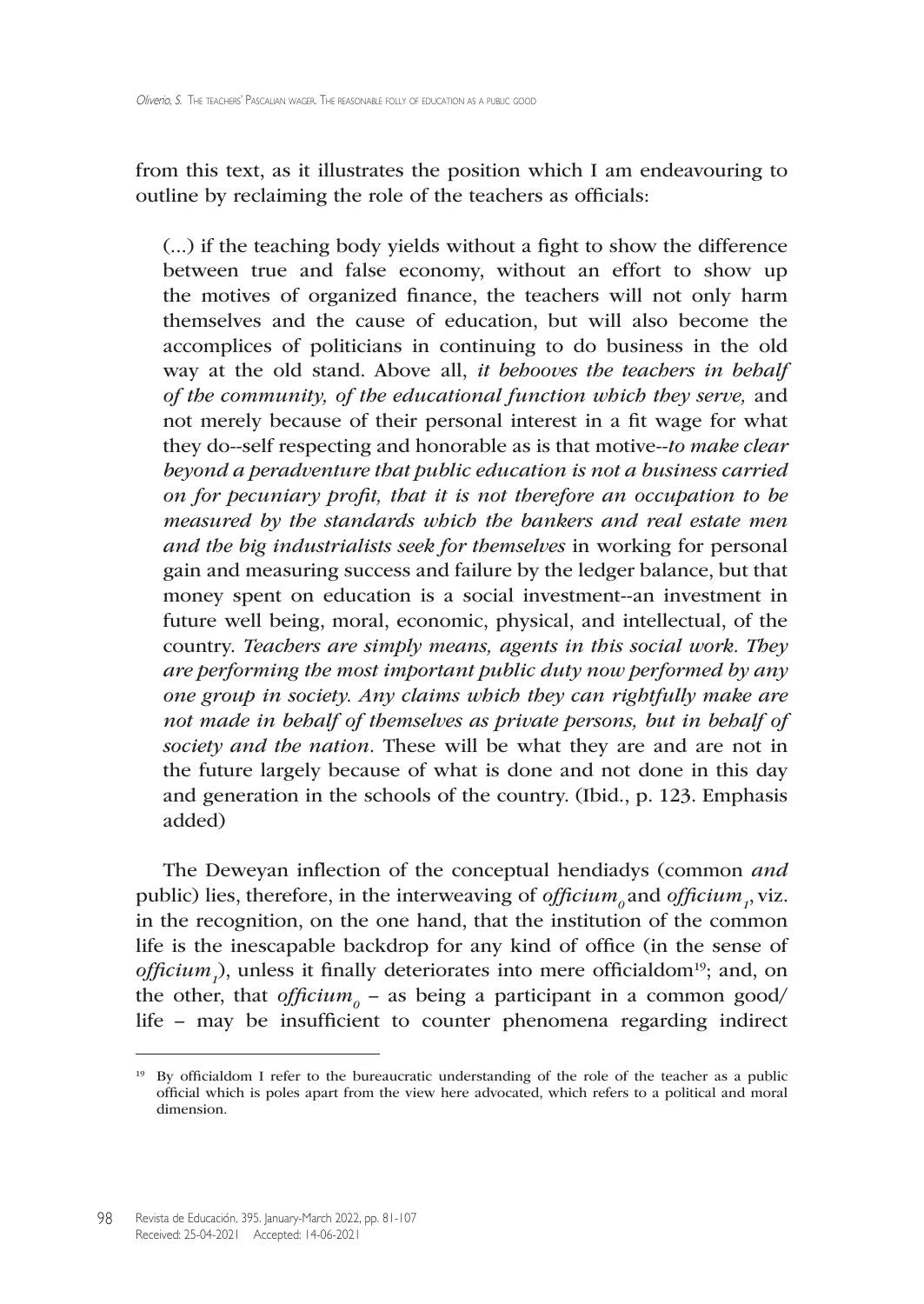from this text, as it illustrates the position which I am endeavouring to outline by reclaiming the role of the teachers as officials:

> (...) if the teaching body yields without a fight to show the difference between true and false economy, without an effort to show up the motives of organized finance, the teachers will not only harm themselves and the cause of education, but will also become the accomplices of politicians in continuing to do business in the old way at the old stand. Above all, *it behooves the teachers in behalf of the community, of the educational function which they serve,* and not merely because of their personal interest in a fit wage for what they do--self respecting and honorable as is that motive--*to make clear beyond a peradventure that public education is not a business carried on for pecuniary profit, that it is not therefore an occupation to be measured by the standards which the bankers and real estate men and the big industrialists seek for themselves* in working for personal gain and measuring success and failure by the ledger balance, but that money spent on education is a social investment--an investment in future well being, moral, economic, physical, and intellectual, of the country. *Teachers are simply means, agents in this social work. They are performing the most important public duty now performed by any one group in society. Any claims which they can rightfully make are not made in behalf of themselves as private persons, but in behalf of society and the nation.* These will be what they are and are not in the future largely because of what is done and not done in this day and generation in the schools of the country. (Ibid., p. 123. Emphasis added)

The Deweyan inflection of the conceptual hendiadys (common *and* public) lies, therefore, in the interweaving of $officium_0$ and $officium_1$, viz. in the recognition, on the one hand, that the institution of the common life is the inescapable backdrop for any kind of office (in the sense of $officium_1$), unless it finally deteriorates into mere officialdom[19]; and, on the other, that $officium_0$ – as being a participant in a common good/life – may be insufficient to counter phenomena regarding indirect

[19] By officialdom I refer to the bureaucratic understanding of the role of the teacher as a public official which is poles apart from the view here advocated, which refers to a political and moral dimension.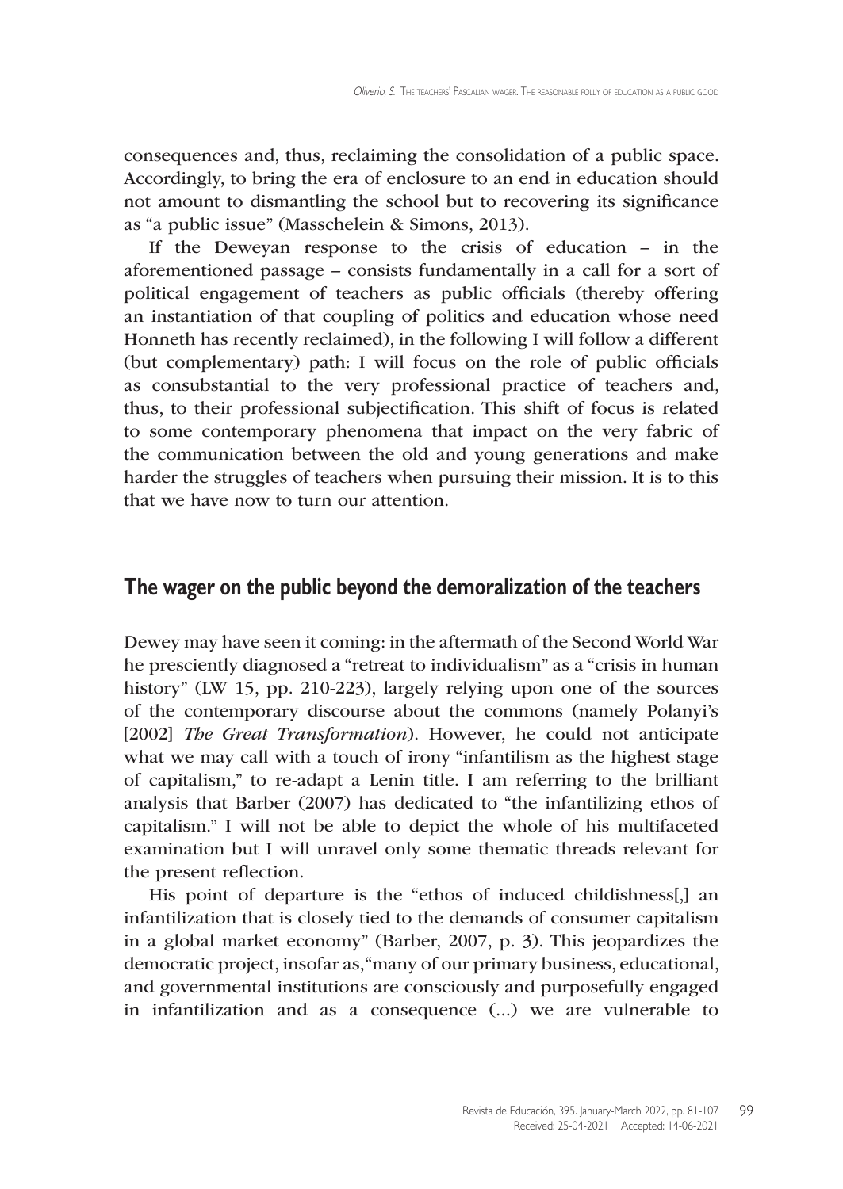consequences and, thus, reclaiming the consolidation of a public space. Accordingly, to bring the era of enclosure to an end in education should not amount to dismantling the school but to recovering its significance as "a public issue" (Masschelein & Simons, 2013).

If the Deweyan response to the crisis of education – in the aforementioned passage – consists fundamentally in a call for a sort of political engagement of teachers as public officials (thereby offering an instantiation of that coupling of politics and education whose need Honneth has recently reclaimed), in the following I will follow a different (but complementary) path: I will focus on the role of public officials as consubstantial to the very professional practice of teachers and, thus, to their professional subjectification. This shift of focus is related to some contemporary phenomena that impact on the very fabric of the communication between the old and young generations and make harder the struggles of teachers when pursuing their mission. It is to this that we have now to turn our attention.

## The wager on the public beyond the demoralization of the teachers

Dewey may have seen it coming: in the aftermath of the Second World War he presciently diagnosed a "retreat to individualism" as a "crisis in human history" (LW 15, pp. 210-223), largely relying upon one of the sources of the contemporary discourse about the commons (namely Polanyi's [2002] *The Great Transformation*). However, he could not anticipate what we may call with a touch of irony "infantilism as the highest stage of capitalism," to re-adapt a Lenin title. I am referring to the brilliant analysis that Barber (2007) has dedicated to "the infantilizing ethos of capitalism." I will not be able to depict the whole of his multifaceted examination but I will unravel only some thematic threads relevant for the present reflection.

His point of departure is the "ethos of induced childishness[,] an infantilization that is closely tied to the demands of consumer capitalism in a global market economy" (Barber, 2007, p. 3). This jeopardizes the democratic project, insofar as, "many of our primary business, educational, and governmental institutions are consciously and purposefully engaged in infantilization and as a consequence (...) we are vulnerable to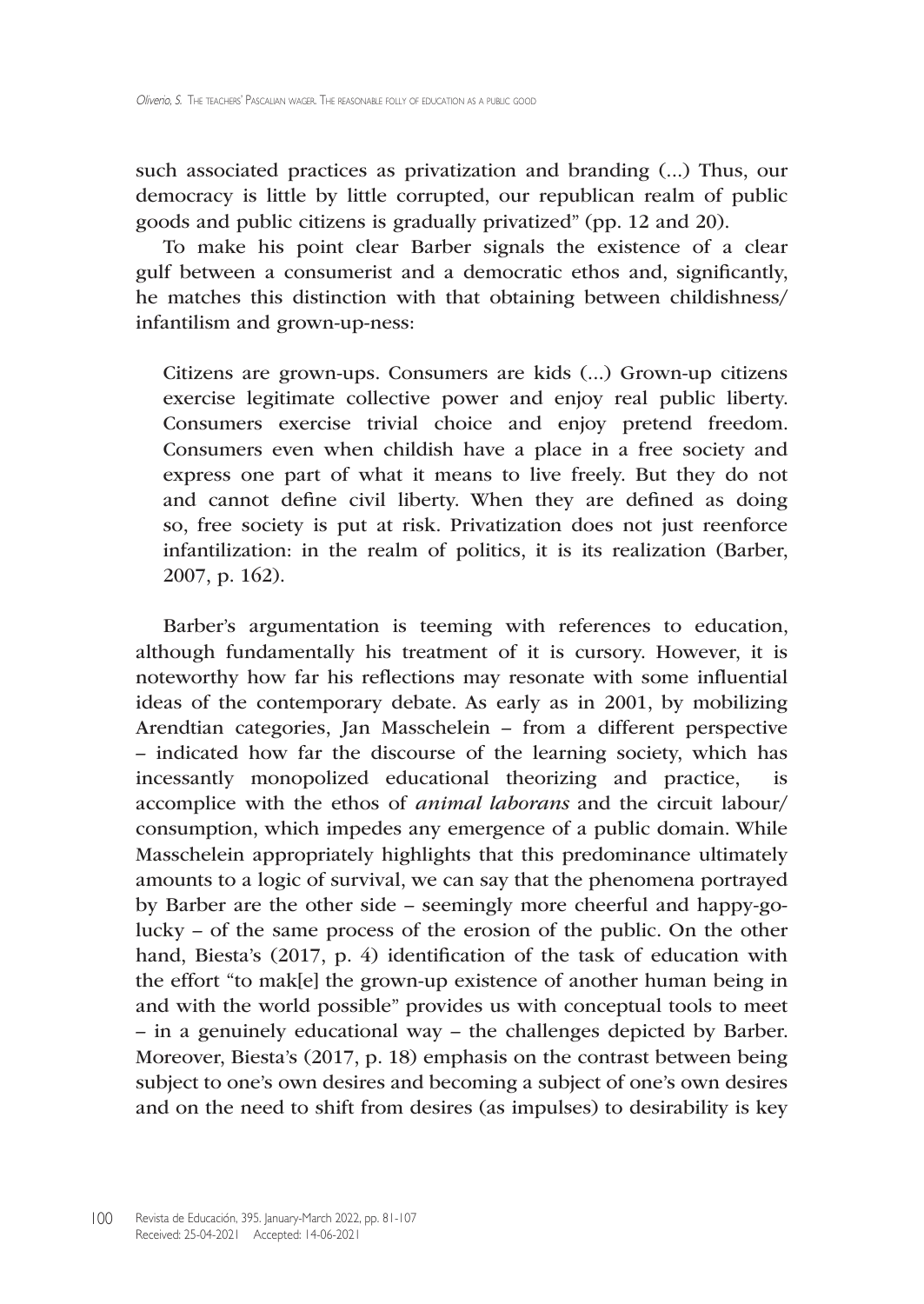such associated practices as privatization and branding (...) Thus, our democracy is little by little corrupted, our republican realm of public goods and public citizens is gradually privatized" (pp. 12 and 20).

To make his point clear Barber signals the existence of a clear gulf between a consumerist and a democratic ethos and, significantly, he matches this distinction with that obtaining between childishness/ infantilism and grown-up-ness:

> Citizens are grown-ups. Consumers are kids (...) Grown-up citizens exercise legitimate collective power and enjoy real public liberty. Consumers exercise trivial choice and enjoy pretend freedom. Consumers even when childish have a place in a free society and express one part of what it means to live freely. But they do not and cannot define civil liberty. When they are defined as doing so, free society is put at risk. Privatization does not just reenforce infantilization: in the realm of politics, it is its realization (Barber, 2007, p. 162).

Barber's argumentation is teeming with references to education, although fundamentally his treatment of it is cursory. However, it is noteworthy how far his reflections may resonate with some influential ideas of the contemporary debate. As early as in 2001, by mobilizing Arendtian categories, Jan Masschelein – from a different perspective – indicated how far the discourse of the learning society, which has incessantly monopolized educational theorizing and practice, is accomplice with the ethos of *animal laborans* and the circuit labour/ consumption, which impedes any emergence of a public domain. While Masschelein appropriately highlights that this predominance ultimately amounts to a logic of survival, we can say that the phenomena portrayed by Barber are the other side – seemingly more cheerful and happy-go-lucky – of the same process of the erosion of the public. On the other hand, Biesta's (2017, p. 4) identification of the task of education with the effort "to mak[e] the grown-up existence of another human being in and with the world possible" provides us with conceptual tools to meet – in a genuinely educational way – the challenges depicted by Barber. Moreover, Biesta's (2017, p. 18) emphasis on the contrast between being subject to one's own desires and becoming a subject of one's own desires and on the need to shift from desires (as impulses) to desirability is key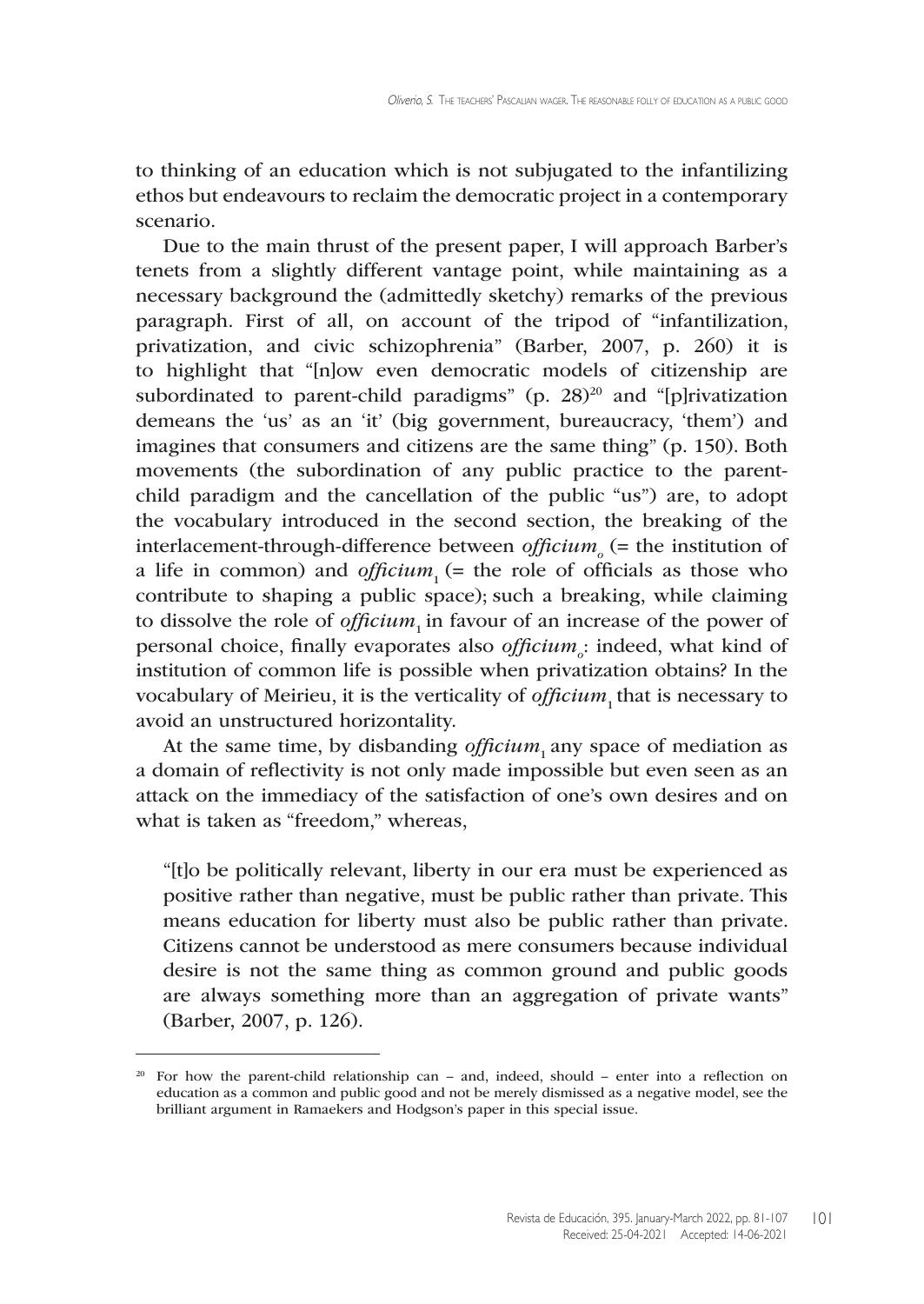to thinking of an education which is not subjugated to the infantilizing ethos but endeavours to reclaim the democratic project in a contemporary scenario.

Due to the main thrust of the present paper, I will approach Barber's tenets from a slightly different vantage point, while maintaining as a necessary background the (admittedly sketchy) remarks of the previous paragraph. First of all, on account of the tripod of "infantilization, privatization, and civic schizophrenia" (Barber, 2007, p. 260) it is to highlight that "[n]ow even democratic models of citizenship are subordinated to parent-child paradigms" (p. 28)[20] and "[p]rivatization demeans the 'us' as an 'it' (big government, bureaucracy, 'them') and imagines that consumers and citizens are the same thing" (p. 150). Both movements (the subordination of any public practice to the parent-child paradigm and the cancellation of the public "us") are, to adopt the vocabulary introduced in the second section, the breaking of the interlacement-through-difference between $officium_o$ (= the institution of a life in common) and $officium_1$ (= the role of officials as those who contribute to shaping a public space); such a breaking, while claiming to dissolve the role of $officium_1$ in favour of an increase of the power of personal choice, finally evaporates also $officium_o$: indeed, what kind of institution of common life is possible when privatization obtains? In the vocabulary of Meirieu, it is the verticality of $officium_1$ that is necessary to avoid an unstructured horizontality.

At the same time, by disbanding $officium_1$ any space of mediation as a domain of reflectivity is not only made impossible but even seen as an attack on the immediacy of the satisfaction of one's own desires and on what is taken as "freedom," whereas,

> "[t]o be politically relevant, liberty in our era must be experienced as positive rather than negative, must be public rather than private. This means education for liberty must also be public rather than private. Citizens cannot be understood as mere consumers because individual desire is not the same thing as common ground and public goods are always something more than an aggregation of private wants" (Barber, 2007, p. 126).

[20] For how the parent-child relationship can – and, indeed, should – enter into a reflection on education as a common and public good and not be merely dismissed as a negative model, see the brilliant argument in Ramaekers and Hodgson's paper in this special issue.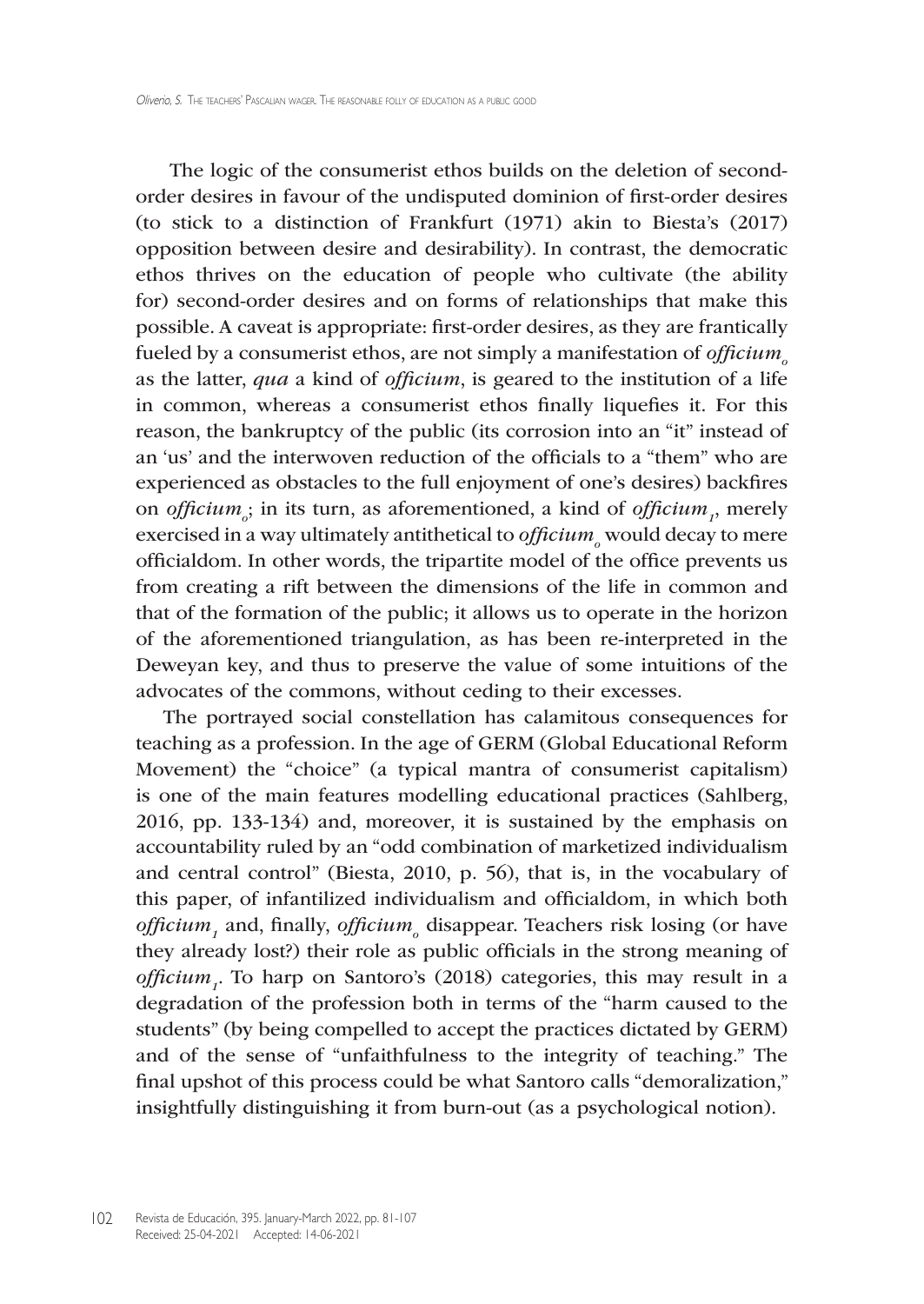The logic of the consumerist ethos builds on the deletion of second-order desires in favour of the undisputed dominion of first-order desires (to stick to a distinction of Frankfurt (1971) akin to Biesta's (2017) opposition between desire and desirability). In contrast, the democratic ethos thrives on the education of people who cultivate (the ability for) second-order desires and on forms of relationships that make this possible. A caveat is appropriate: first-order desires, as they are frantically fueled by a consumerist ethos, are not simply a manifestation of *officium*$_o$ as the latter, *qua* a kind of *officium*, is geared to the institution of a life in common, whereas a consumerist ethos finally liquefies it. For this reason, the bankruptcy of the public (its corrosion into an "it" instead of an 'us' and the interwoven reduction of the officials to a "them" who are experienced as obstacles to the full enjoyment of one's desires) backfires on *officium*$_o$; in its turn, as aforementioned, a kind of *officium*$_1$, merely exercised in a way ultimately antithetical to *officium*$_o$ would decay to mere officialdom. In other words, the tripartite model of the office prevents us from creating a rift between the dimensions of the life in common and that of the formation of the public; it allows us to operate in the horizon of the aforementioned triangulation, as has been re-interpreted in the Deweyan key, and thus to preserve the value of some intuitions of the advocates of the commons, without ceding to their excesses.

The portrayed social constellation has calamitous consequences for teaching as a profession. In the age of GERM (Global Educational Reform Movement) the "choice" (a typical mantra of consumerist capitalism) is one of the main features modelling educational practices (Sahlberg, 2016, pp. 133-134) and, moreover, it is sustained by the emphasis on accountability ruled by an "odd combination of marketized individualism and central control" (Biesta, 2010, p. 56), that is, in the vocabulary of this paper, of infantilized individualism and officialdom, in which both *officium*$_1$ and, finally, *officium*$_o$ disappear. Teachers risk losing (or have they already lost?) their role as public officials in the strong meaning of *officium*$_1$. To harp on Santoro's (2018) categories, this may result in a degradation of the profession both in terms of the "harm caused to the students" (by being compelled to accept the practices dictated by GERM) and of the sense of "unfaithfulness to the integrity of teaching." The final upshot of this process could be what Santoro calls "demoralization," insightfully distinguishing it from burn-out (as a psychological notion).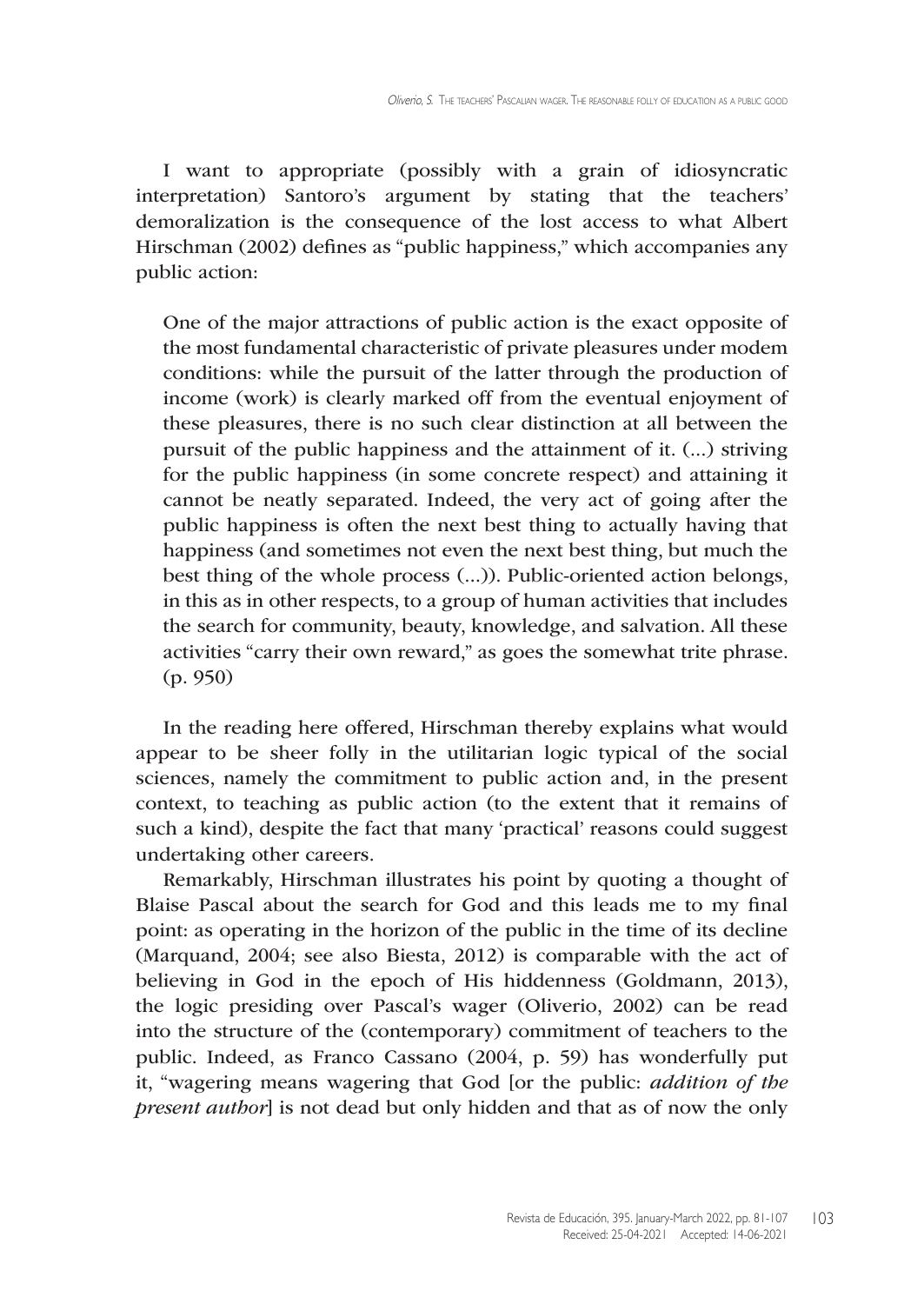I want to appropriate (possibly with a grain of idiosyncratic interpretation) Santoro's argument by stating that the teachers' demoralization is the consequence of the lost access to what Albert Hirschman (2002) defines as "public happiness," which accompanies any public action:

> One of the major attractions of public action is the exact opposite of the most fundamental characteristic of private pleasures under modem conditions: while the pursuit of the latter through the production of income (work) is clearly marked off from the eventual enjoyment of these pleasures, there is no such clear distinction at all between the pursuit of the public happiness and the attainment of it. (...) striving for the public happiness (in some concrete respect) and attaining it cannot be neatly separated. Indeed, the very act of going after the public happiness is often the next best thing to actually having that happiness (and sometimes not even the next best thing, but much the best thing of the whole process (...)). Public-oriented action belongs, in this as in other respects, to a group of human activities that includes the search for community, beauty, knowledge, and salvation. All these activities "carry their own reward," as goes the somewhat trite phrase. (p. 950)

In the reading here offered, Hirschman thereby explains what would appear to be sheer folly in the utilitarian logic typical of the social sciences, namely the commitment to public action and, in the present context, to teaching as public action (to the extent that it remains of such a kind), despite the fact that many 'practical' reasons could suggest undertaking other careers.

Remarkably, Hirschman illustrates his point by quoting a thought of Blaise Pascal about the search for God and this leads me to my final point: as operating in the horizon of the public in the time of its decline (Marquand, 2004; see also Biesta, 2012) is comparable with the act of believing in God in the epoch of His hiddenness (Goldmann, 2013), the logic presiding over Pascal's wager (Oliverio, 2002) can be read into the structure of the (contemporary) commitment of teachers to the public. Indeed, as Franco Cassano (2004, p. 59) has wonderfully put it, "wagering means wagering that God [or the public: *addition of the present author*] is not dead but only hidden and that as of now the only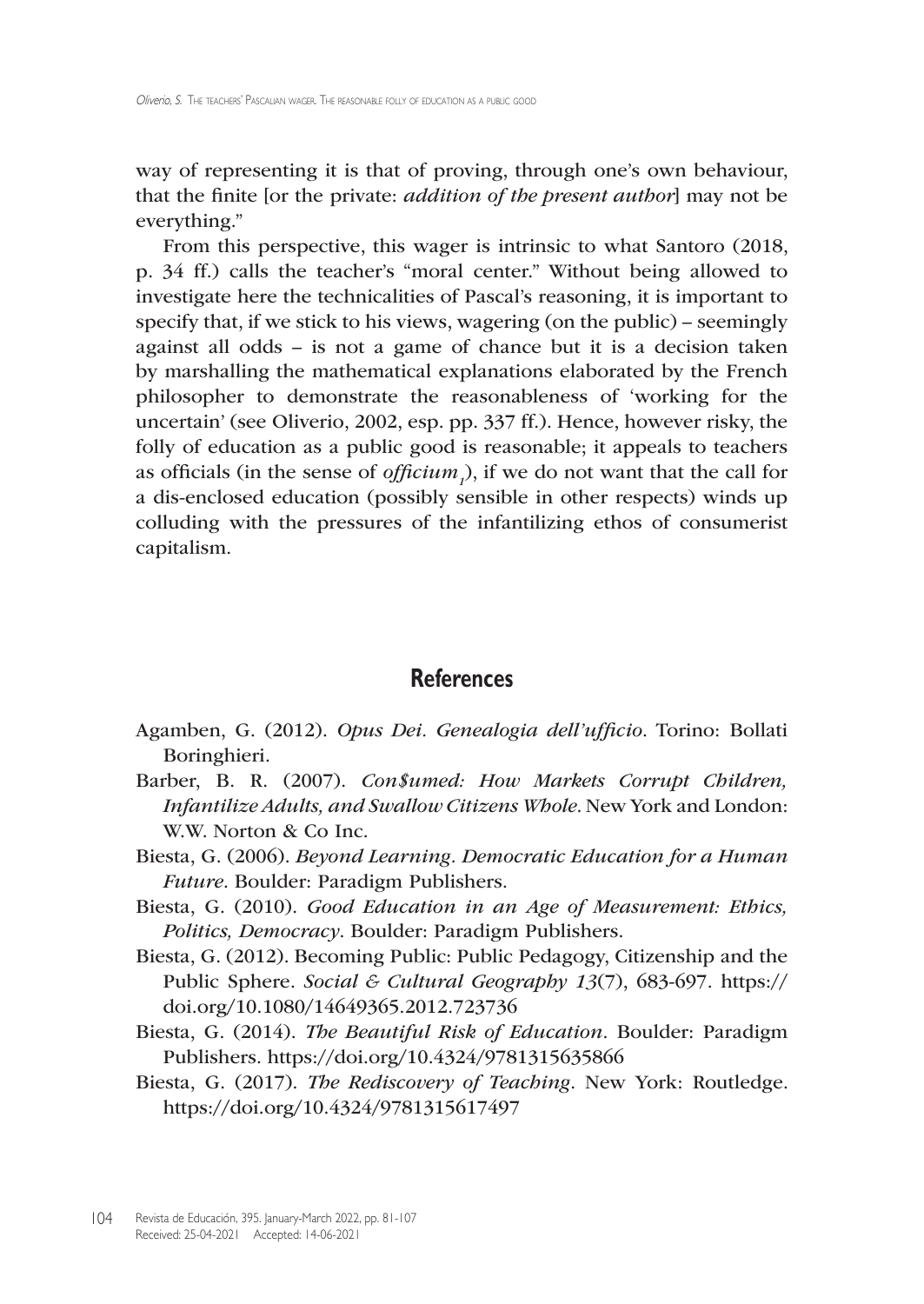way of representing it is that of proving, through one's own behaviour, that the finite [or the private: *addition of the present author*] may not be everything."

From this perspective, this wager is intrinsic to what Santoro (2018, p. 34 ff.) calls the teacher's "moral center." Without being allowed to investigate here the technicalities of Pascal's reasoning, it is important to specify that, if we stick to his views, wagering (on the public) – seemingly against all odds – is not a game of chance but it is a decision taken by marshalling the mathematical explanations elaborated by the French philosopher to demonstrate the reasonableness of 'working for the uncertain' (see Oliverio, 2002, esp. pp. 337 ff.). Hence, however risky, the folly of education as a public good is reasonable; it appeals to teachers as officials (in the sense of $officium_1$), if we do not want that the call for a dis-enclosed education (possibly sensible in other respects) winds up colluding with the pressures of the infantilizing ethos of consumerist capitalism.

## References

Agamben, G. (2012). *Opus Dei. Genealogia dell'ufficio*. Torino: Bollati Boringhieri.

Barber, B. R. (2007). *Con$umed: How Markets Corrupt Children, Infantilize Adults, and Swallow Citizens Whole*. New York and London: W.W. Norton & Co Inc.

Biesta, G. (2006). *Beyond Learning. Democratic Education for a Human Future*. Boulder: Paradigm Publishers.

Biesta, G. (2010). *Good Education in an Age of Measurement: Ethics, Politics, Democracy*. Boulder: Paradigm Publishers.

Biesta, G. (2012). Becoming Public: Public Pedagogy, Citizenship and the Public Sphere. *Social & Cultural Geography 13*(7), 683-697. https://doi.org/10.1080/14649365.2012.723736

Biesta, G. (2014). *The Beautiful Risk of Education*. Boulder: Paradigm Publishers. https://doi.org/10.4324/9781315635866

Biesta, G. (2017). *The Rediscovery of Teaching*. New York: Routledge. https://doi.org/10.4324/9781315617497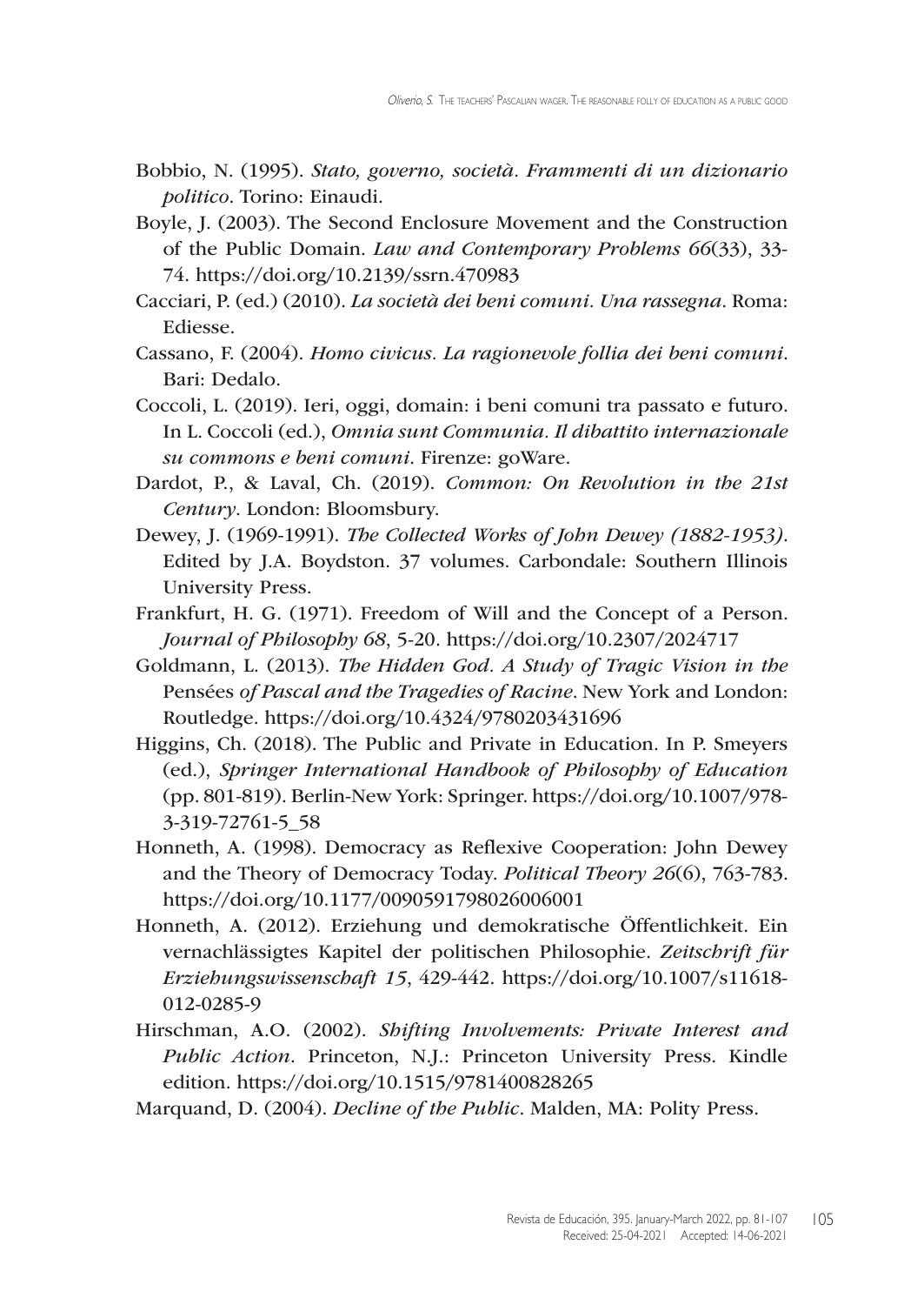Bobbio, N. (1995). *Stato, governo, società. Frammenti di un dizionario politico*. Torino: Einaudi.

Boyle, J. (2003). The Second Enclosure Movement and the Construction of the Public Domain. *Law and Contemporary Problems 66*(33), 33-74. https://doi.org/10.2139/ssrn.470983

Cacciari, P. (ed.) (2010). *La società dei beni comuni. Una rassegna*. Roma: Ediesse.

Cassano, F. (2004). *Homo civicus. La ragionevole follia dei beni comuni*. Bari: Dedalo.

Coccoli, L. (2019). Ieri, oggi, domain: i beni comuni tra passato e futuro. In L. Coccoli (ed.), *Omnia sunt Communia. Il dibattito internazionale su commons e beni comuni*. Firenze: goWare.

Dardot, P., & Laval, Ch. (2019). *Common: On Revolution in the 21st Century*. London: Bloomsbury.

Dewey, J. (1969-1991). *The Collected Works of John Dewey (1882-1953)*. Edited by J.A. Boydston. 37 volumes. Carbondale: Southern Illinois University Press.

Frankfurt, H. G. (1971). Freedom of Will and the Concept of a Person. *Journal of Philosophy 68*, 5-20. https://doi.org/10.2307/2024717

Goldmann, L. (2013). *The Hidden God. A Study of Tragic Vision in the* Pensées *of Pascal and the Tragedies of Racine*. New York and London: Routledge. https://doi.org/10.4324/9780203431696

Higgins, Ch. (2018). The Public and Private in Education. In P. Smeyers (ed.), *Springer International Handbook of Philosophy of Education* (pp. 801-819). Berlin-New York: Springer. https://doi.org/10.1007/978-3-319-72761-5_58

Honneth, A. (1998). Democracy as Reflexive Cooperation: John Dewey and the Theory of Democracy Today. *Political Theory 26*(6), 763-783. https://doi.org/10.1177/0090591798026006001

Honneth, A. (2012). Erziehung und demokratische Öffentlichkeit. Ein vernachlässigtes Kapitel der politischen Philosophie. *Zeitschrift für Erziehungswissenschaft 15*, 429-442. https://doi.org/10.1007/s11618-012-0285-9

Hirschman, A.O. (2002). *Shifting Involvements: Private Interest and Public Action*. Princeton, N.J.: Princeton University Press. Kindle edition. https://doi.org/10.1515/9781400828265

Marquand, D. (2004). *Decline of the Public*. Malden, MA: Polity Press.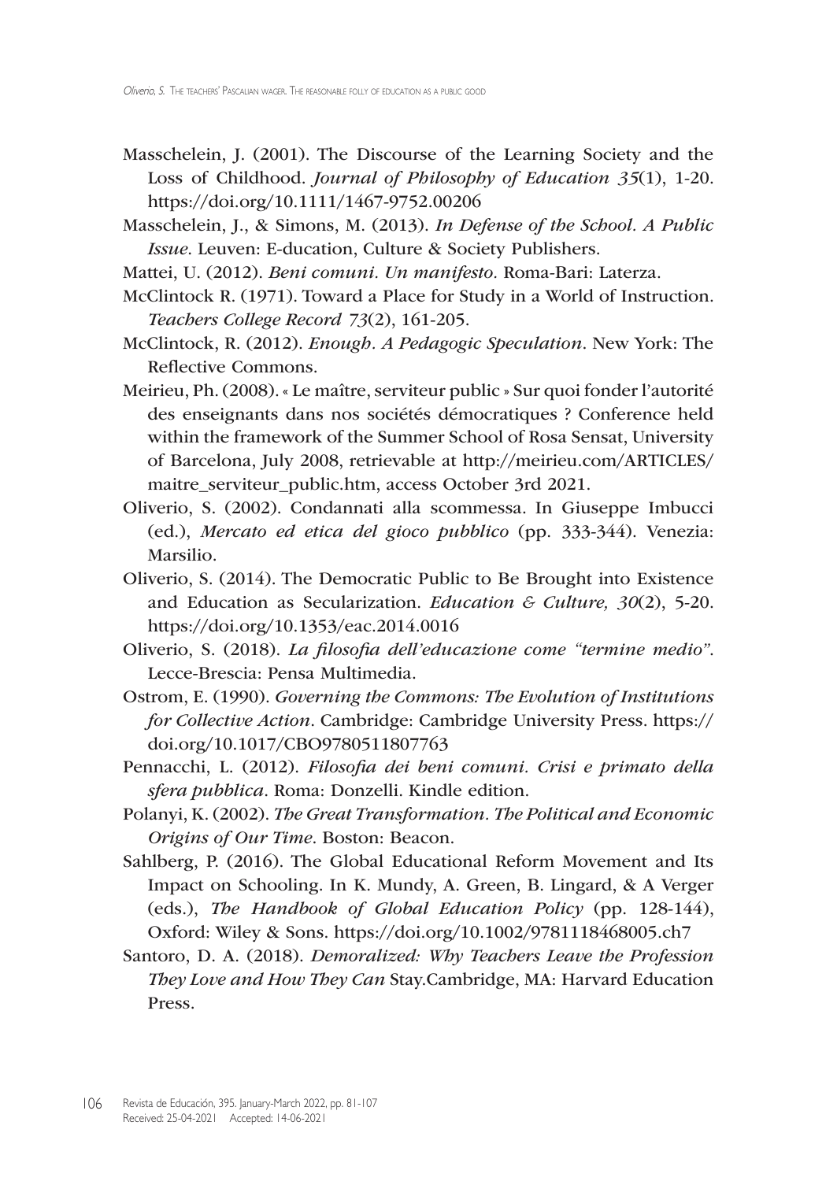Masschelein, J. (2001). The Discourse of the Learning Society and the Loss of Childhood. *Journal of Philosophy of Education 35*(1), 1-20. https://doi.org/10.1111/1467-9752.00206

Masschelein, J., & Simons, M. (2013). *In Defense of the School. A Public Issue*. Leuven: E-ducation, Culture & Society Publishers.

Mattei, U. (2012). *Beni comuni. Un manifesto*. Roma-Bari: Laterza.

McClintock R. (1971). Toward a Place for Study in a World of Instruction. *Teachers College Record 73*(2), 161-205.

McClintock, R. (2012). *Enough. A Pedagogic Speculation*. New York: The Reflective Commons.

Meirieu, Ph. (2008). « Le maître, serviteur public » Sur quoi fonder l'autorité des enseignants dans nos sociétés démocratiques ? Conference held within the framework of the Summer School of Rosa Sensat, University of Barcelona, July 2008, retrievable at http://meirieu.com/ARTICLES/maitre_serviteur_public.htm, access October 3rd 2021.

Oliverio, S. (2002). Condannati alla scommessa. In Giuseppe Imbucci (ed.), *Mercato ed etica del gioco pubblico* (pp. 333-344). Venezia: Marsilio.

Oliverio, S. (2014). The Democratic Public to Be Brought into Existence and Education as Secularization. *Education & Culture, 30*(2), 5-20. https://doi.org/10.1353/eac.2014.0016

Oliverio, S. (2018). *La filosofia dell'educazione come "termine medio"*. Lecce-Brescia: Pensa Multimedia.

Ostrom, E. (1990). *Governing the Commons: The Evolution of Institutions for Collective Action*. Cambridge: Cambridge University Press. https://doi.org/10.1017/CBO9780511807763

Pennacchi, L. (2012). *Filosofia dei beni comuni. Crisi e primato della sfera pubblica*. Roma: Donzelli. Kindle edition.

Polanyi, K. (2002). *The Great Transformation. The Political and Economic Origins of Our Time*. Boston: Beacon.

Sahlberg, P. (2016). The Global Educational Reform Movement and Its Impact on Schooling. In K. Mundy, A. Green, B. Lingard, & A Verger (eds.), *The Handbook of Global Education Policy* (pp. 128-144), Oxford: Wiley & Sons. https://doi.org/10.1002/9781118468005.ch7

Santoro, D. A. (2018). *Demoralized: Why Teachers Leave the Profession They Love and How They Can* Stay.Cambridge, MA: Harvard Education Press.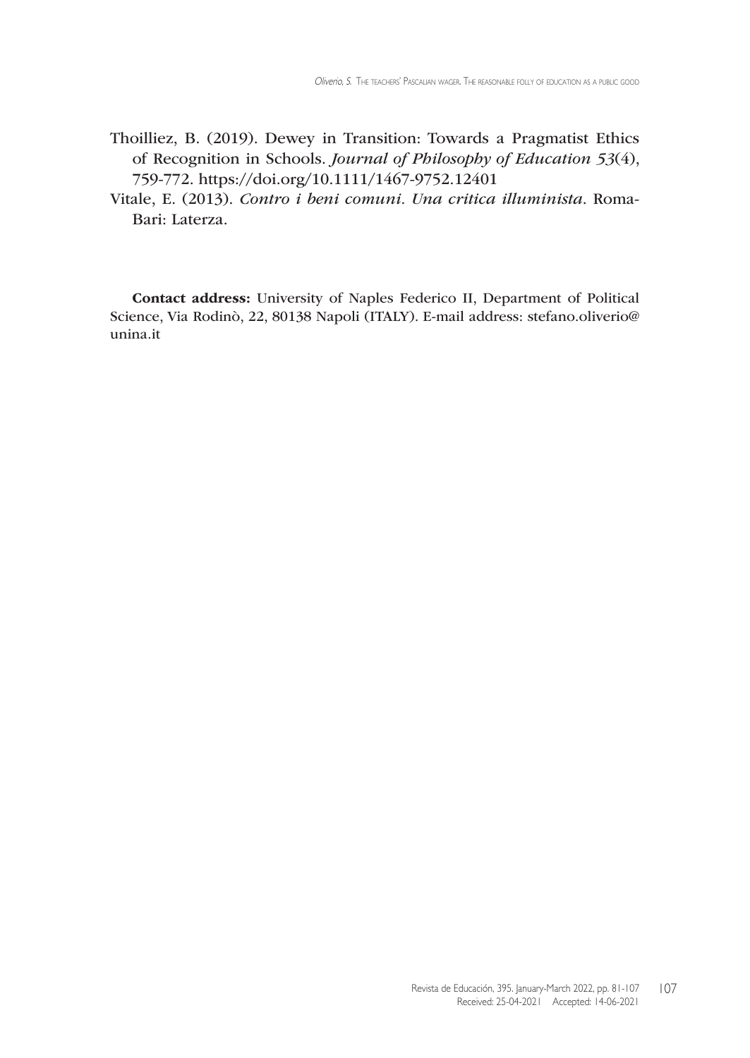Thoilliez, B. (2019). Dewey in Transition: Towards a Pragmatist Ethics of Recognition in Schools. *Journal of Philosophy of Education 53*(4), 759-772. https://doi.org/10.1111/1467-9752.12401

Vitale, E. (2013). *Contro i beni comuni. Una critica illuminista*. Roma-Bari: Laterza.

**Contact address:** University of Naples Federico II, Department of Political Science, Via Rodinò, 22, 80138 Napoli (ITALY). E-mail address: stefano.oliverio@unina.it